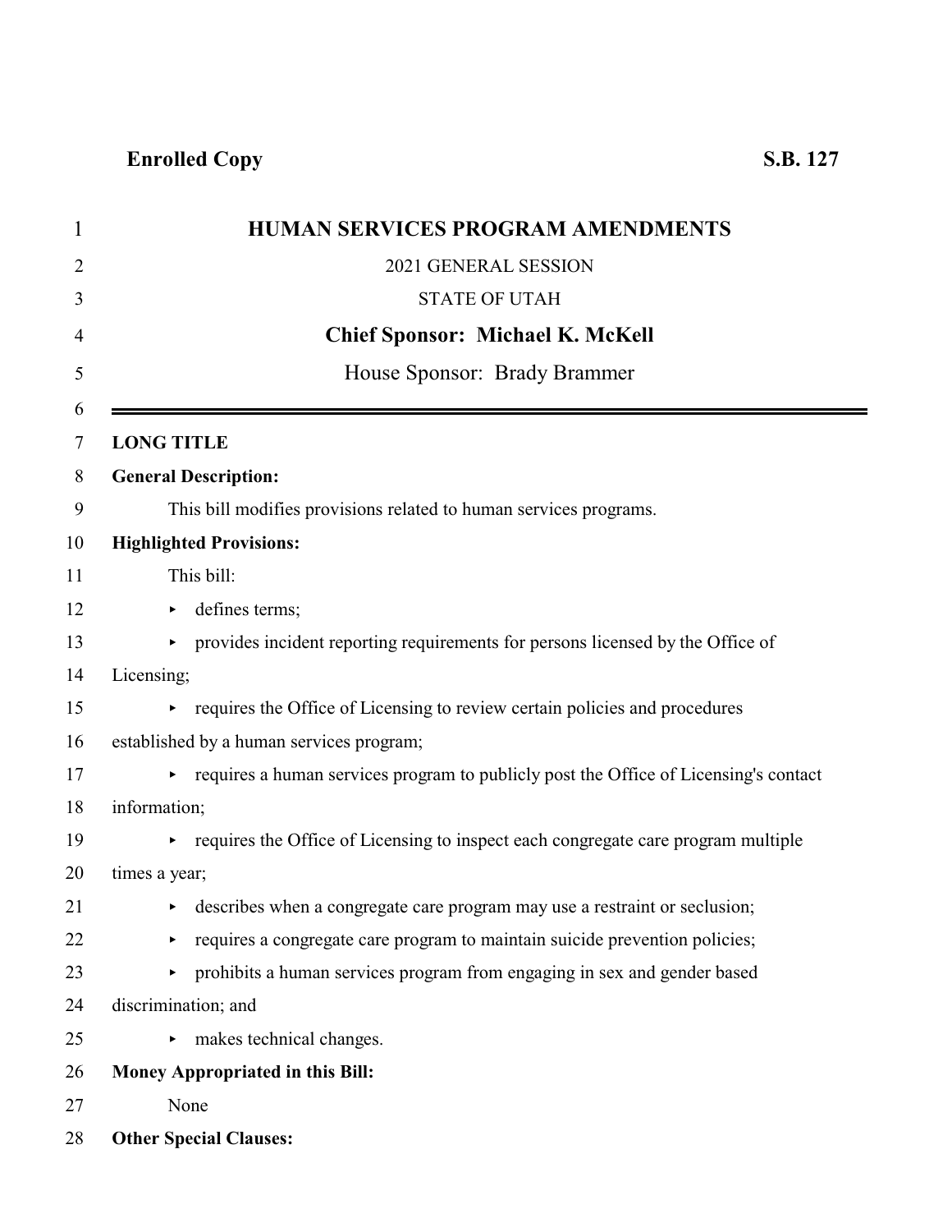**Enrolled Copy** **S.B. 127**

# HUMAN SERVICES PROGRAM AMENDMENTS

2021 GENERAL SESSION

STATE OF UTAH

**Chief Sponsor: Michael K. McKell**

House Sponsor: Brady Brammer

---

**LONG TITLE**

**General Description:**

This bill modifies provisions related to human services programs.

**Highlighted Provisions:**

This bill:

- defines terms;
- provides incident reporting requirements for persons licensed by the Office of Licensing;
- requires the Office of Licensing to review certain policies and procedures established by a human services program;
- requires a human services program to publicly post the Office of Licensing's contact information;
- requires the Office of Licensing to inspect each congregate care program multiple times a year;
- describes when a congregate care program may use a restraint or seclusion;
- requires a congregate care program to maintain suicide prevention policies;
- prohibits a human services program from engaging in sex and gender based discrimination; and
- makes technical changes.

**Money Appropriated in this Bill:**

None

**Other Special Clauses:**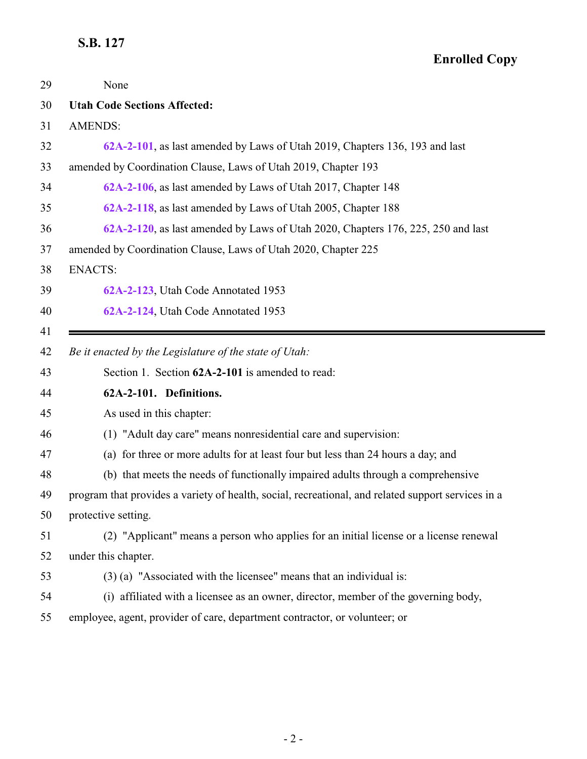None

**Utah Code Sections Affected:**

AMENDS:

**62A-2-101**, as last amended by Laws of Utah 2019, Chapters 136, 193 and last amended by Coordination Clause, Laws of Utah 2019, Chapter 193

**62A-2-106**, as last amended by Laws of Utah 2017, Chapter 148

**62A-2-118**, as last amended by Laws of Utah 2005, Chapter 188

**62A-2-120**, as last amended by Laws of Utah 2020, Chapters 176, 225, 250 and last amended by Coordination Clause, Laws of Utah 2020, Chapter 225

ENACTS:

**62A-2-123**, Utah Code Annotated 1953

**62A-2-124**, Utah Code Annotated 1953

---

*Be it enacted by the Legislature of the state of Utah:*

Section 1. Section **62A-2-101** is amended to read:

**62A-2-101. Definitions.**

As used in this chapter:

(1) "Adult day care" means nonresidential care and supervision:

(a) for three or more adults for at least four but less than 24 hours a day; and

(b) that meets the needs of functionally impaired adults through a comprehensive program that provides a variety of health, social, recreational, and related support services in a protective setting.

(2) "Applicant" means a person who applies for an initial license or a license renewal under this chapter.

(3) (a) "Associated with the licensee" means that an individual is:

(i) affiliated with a licensee as an owner, director, member of the governing body, employee, agent, provider of care, department contractor, or volunteer; or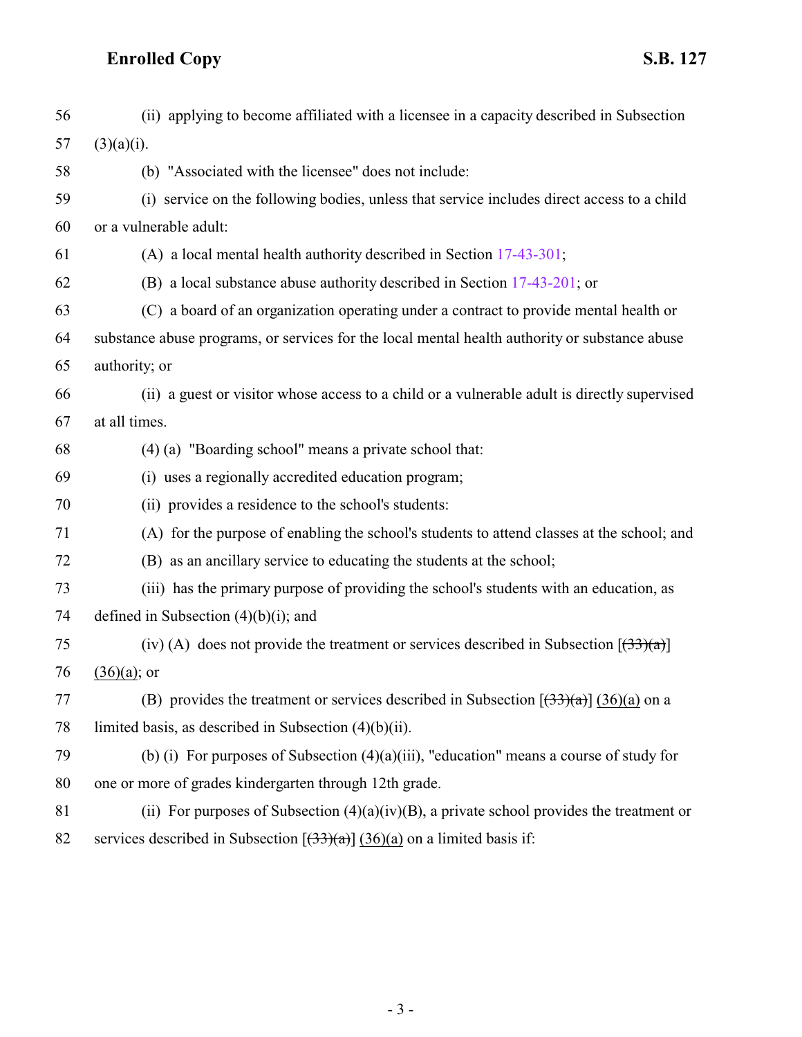56 (ii) applying to become affiliated with a licensee in a capacity described in Subsection
57 (3)(a)(i).
58 (b) "Associated with the licensee" does not include:
59 (i) service on the following bodies, unless that service includes direct access to a child
60 or a vulnerable adult:
61 (A) a local mental health authority described in Section 17-43-301;
62 (B) a local substance abuse authority described in Section 17-43-201; or
63 (C) a board of an organization operating under a contract to provide mental health or
64 substance abuse programs, or services for the local mental health authority or substance abuse
65 authority; or
66 (ii) a guest or visitor whose access to a child or a vulnerable adult is directly supervised
67 at all times.
68 (4) (a) "Boarding school" means a private school that:
69 (i) uses a regionally accredited education program;
70 (ii) provides a residence to the school's students:
71 (A) for the purpose of enabling the school's students to attend classes at the school; and
72 (B) as an ancillary service to educating the students at the school;
73 (iii) has the primary purpose of providing the school's students with an education, as
74 defined in Subsection (4)(b)(i); and
75 (iv) (A) does not provide the treatment or services described in Subsection [~~(33)(a)~~]
76 (36)(a); or
77 (B) provides the treatment or services described in Subsection [~~(33)(a)~~] (36)(a) on a
78 limited basis, as described in Subsection (4)(b)(ii).
79 (b) (i) For purposes of Subsection (4)(a)(iii), "education" means a course of study for
80 one or more of grades kindergarten through 12th grade.
81 (ii) For purposes of Subsection (4)(a)(iv)(B), a private school provides the treatment or
82 services described in Subsection [~~(33)(a)~~] (36)(a) on a limited basis if: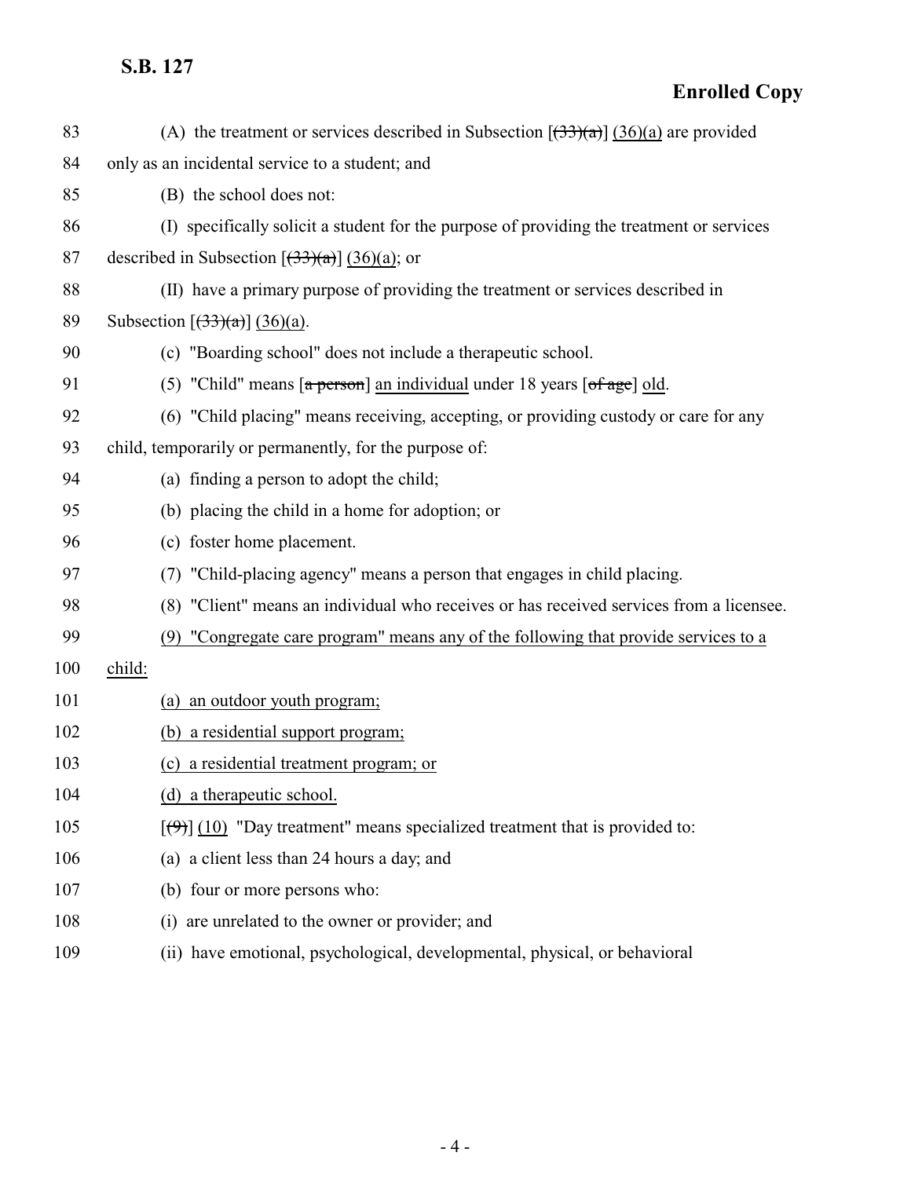(A) the treatment or services described in Subsection [~~(33)(a)~~] (36)(a) are provided only as an incidental service to a student; and

(B) the school does not:

(I) specifically solicit a student for the purpose of providing the treatment or services described in Subsection [~~(33)(a)~~] (36)(a); or

(II) have a primary purpose of providing the treatment or services described in Subsection [~~(33)(a)~~] (36)(a).

(c) "Boarding school" does not include a therapeutic school.

(5) "Child" means [~~a person~~] an individual under 18 years [~~of age~~] old.

(6) "Child placing" means receiving, accepting, or providing custody or care for any child, temporarily or permanently, for the purpose of:

(a) finding a person to adopt the child;

(b) placing the child in a home for adoption; or

(c) foster home placement.

(7) "Child-placing agency" means a person that engages in child placing.

(8) "Client" means an individual who receives or has received services from a licensee.

(9) "Congregate care program" means any of the following that provide services to a child:

(a) an outdoor youth program;

(b) a residential support program;

(c) a residential treatment program; or

(d) a therapeutic school.

[~~(9)~~] (10) "Day treatment" means specialized treatment that is provided to:

(a) a client less than 24 hours a day; and

(b) four or more persons who:

(i) are unrelated to the owner or provider; and

(ii) have emotional, psychological, developmental, physical, or behavioral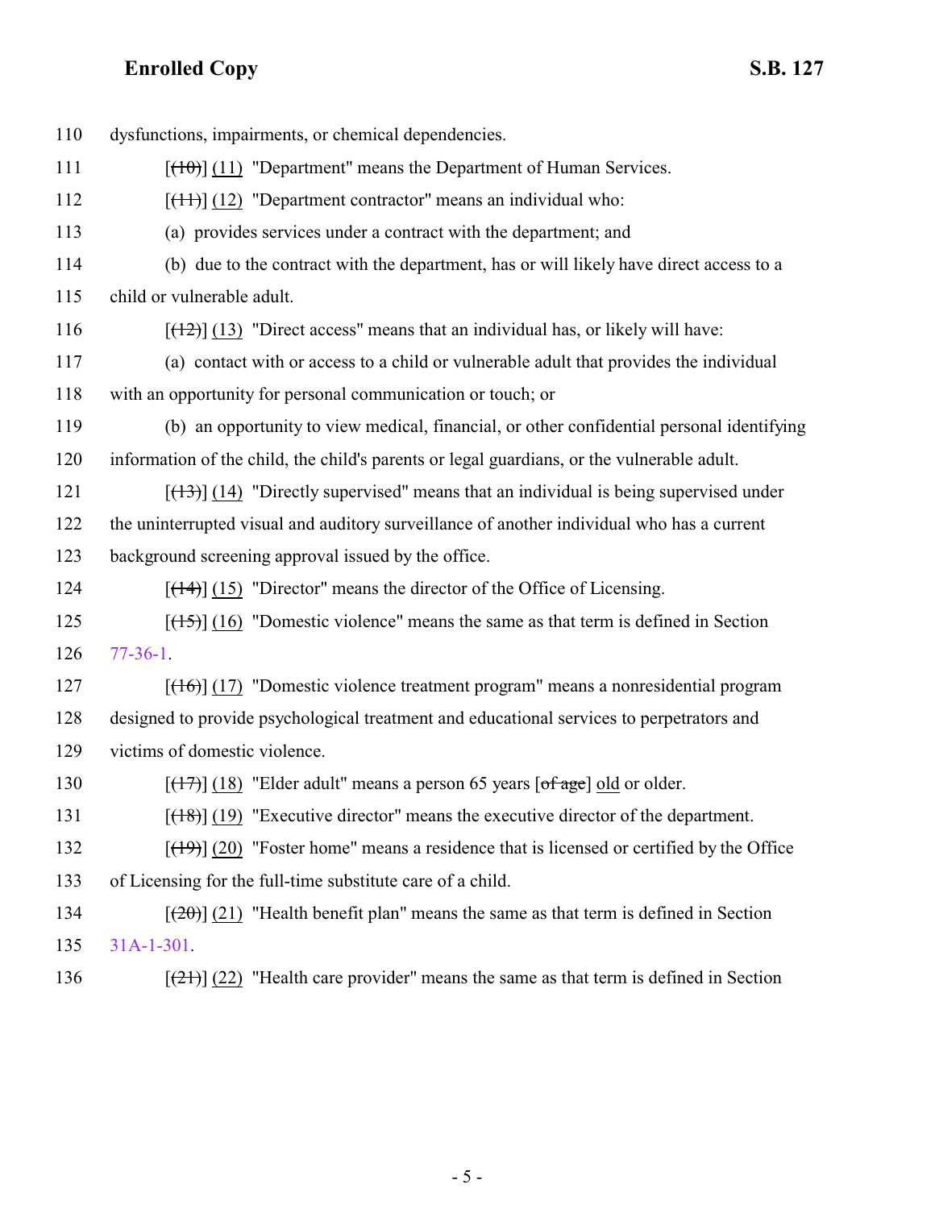110 dysfunctions, impairments, or chemical dependencies.

111 [~~(10)~~] <u>(11)</u> "Department" means the Department of Human Services.

112 [~~(11)~~] <u>(12)</u> "Department contractor" means an individual who:

113 (a) provides services under a contract with the department; and

114 (b) due to the contract with the department, has or will likely have direct access to a

115 child or vulnerable adult.

116 [~~(12)~~] <u>(13)</u> "Direct access" means that an individual has, or likely will have:

117 (a) contact with or access to a child or vulnerable adult that provides the individual

118 with an opportunity for personal communication or touch; or

119 (b) an opportunity to view medical, financial, or other confidential personal identifying

120 information of the child, the child's parents or legal guardians, or the vulnerable adult.

121 [~~(13)~~] <u>(14)</u> "Directly supervised" means that an individual is being supervised under

122 the uninterrupted visual and auditory surveillance of another individual who has a current

123 background screening approval issued by the office.

124 [~~(14)~~] <u>(15)</u> "Director" means the director of the Office of Licensing.

125 [~~(15)~~] <u>(16)</u> "Domestic violence" means the same as that term is defined in Section

126 77-36-1.

127 [~~(16)~~] <u>(17)</u> "Domestic violence treatment program" means a nonresidential program

128 designed to provide psychological treatment and educational services to perpetrators and

129 victims of domestic violence.

130 [~~(17)~~] <u>(18)</u> "Elder adult" means a person 65 years [~~of age~~] <u>old</u> or older.

131 [~~(18)~~] <u>(19)</u> "Executive director" means the executive director of the department.

132 [~~(19)~~] <u>(20)</u> "Foster home" means a residence that is licensed or certified by the Office

133 of Licensing for the full-time substitute care of a child.

134 [~~(20)~~] <u>(21)</u> "Health benefit plan" means the same as that term is defined in Section

135 31A-1-301.

136 [~~(21)~~] <u>(22)</u> "Health care provider" means the same as that term is defined in Section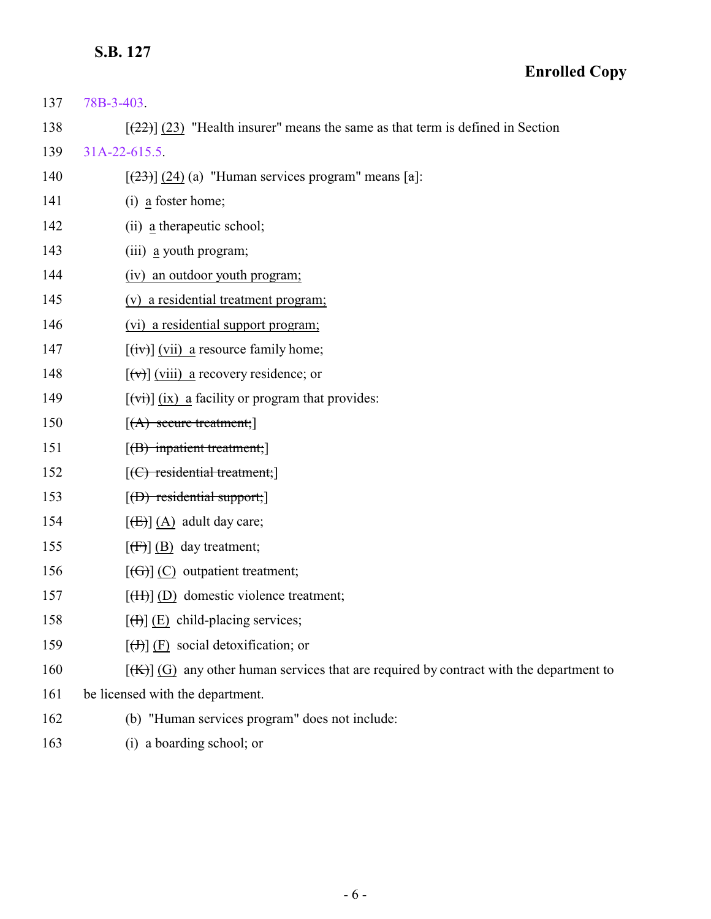137 78B-3-403.

138 [(22)] (23) "Health insurer" means the same as that term is defined in Section

139 31A-22-615.5.

140 [(23)] (24) (a) "Human services program" means [a]:

141 (i) a foster home;

142 (ii) a therapeutic school;

143 (iii) a youth program;

144 (iv) an outdoor youth program;

145 (v) a residential treatment program;

146 (vi) a residential support program;

147 [(iv)] (vii) a resource family home;

148 [(v)] (viii) a recovery residence; or

149 [(vi)] (ix) a facility or program that provides:

150 [(A) secure treatment;]

151 [(B) inpatient treatment;]

152 [(C) residential treatment;]

153 [(D) residential support;]

154 [(E)] (A) adult day care;

155 [(F)] (B) day treatment;

156 [(G)] (C) outpatient treatment;

157 [(H)] (D) domestic violence treatment;

158 [(I)] (E) child-placing services;

159 [(J)] (F) social detoxification; or

160 [(K)] (G) any other human services that are required by contract with the department to

161 be licensed with the department.

162 (b) "Human services program" does not include:

163 (i) a boarding school; or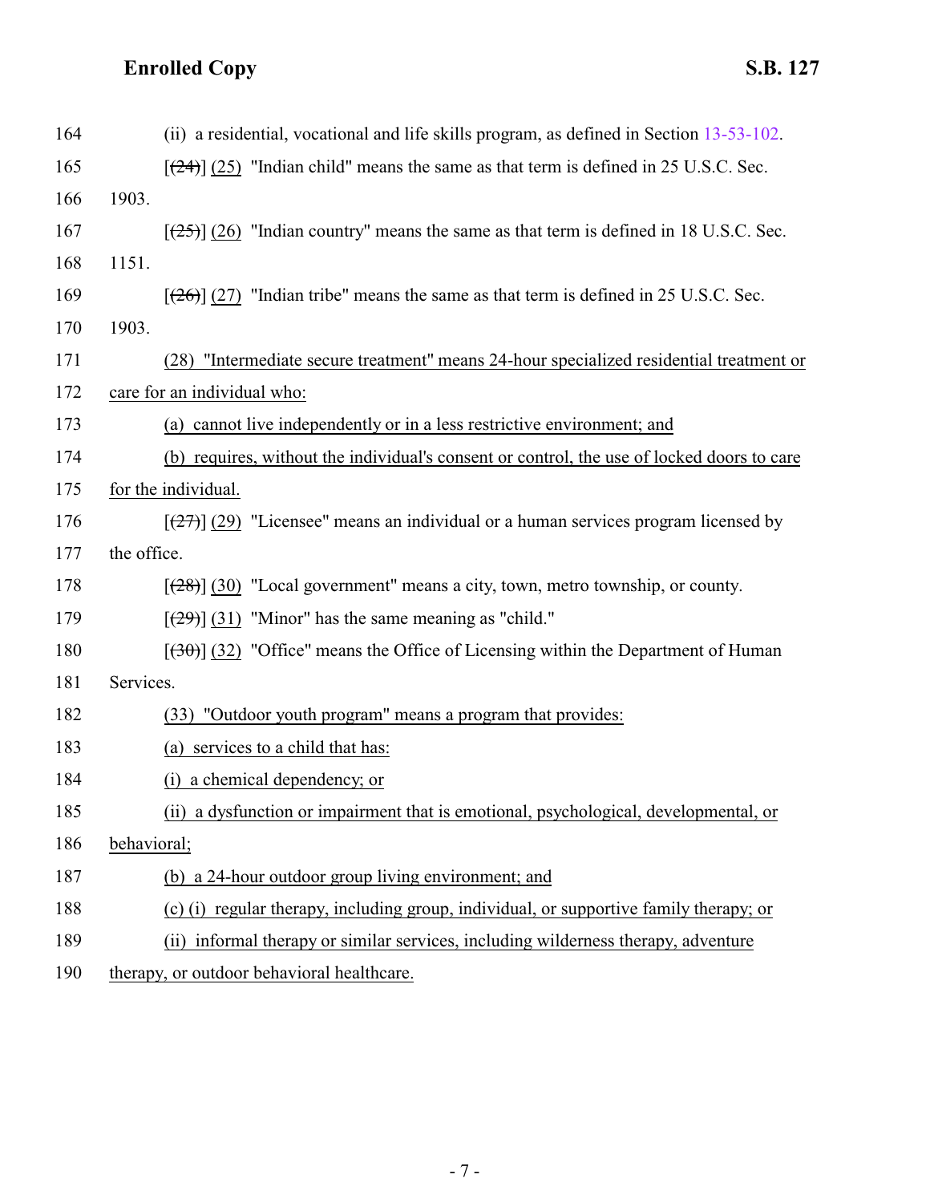(ii) a residential, vocational and life skills program, as defined in Section 13-53-102.

[(24)] (25) "Indian child" means the same as that term is defined in 25 U.S.C. Sec. 1903.

[(25)] (26) "Indian country" means the same as that term is defined in 18 U.S.C. Sec. 1151.

[(26)] (27) "Indian tribe" means the same as that term is defined in 25 U.S.C. Sec. 1903.

(28) "Intermediate secure treatment" means 24-hour specialized residential treatment or care for an individual who:

(a) cannot live independently or in a less restrictive environment; and

(b) requires, without the individual's consent or control, the use of locked doors to care for the individual.

[(27)] (29) "Licensee" means an individual or a human services program licensed by the office.

[(28)] (30) "Local government" means a city, town, metro township, or county.

[(29)] (31) "Minor" has the same meaning as "child."

[(30)] (32) "Office" means the Office of Licensing within the Department of Human Services.

(33) "Outdoor youth program" means a program that provides:

(a) services to a child that has:

(i) a chemical dependency; or

(ii) a dysfunction or impairment that is emotional, psychological, developmental, or behavioral;

(b) a 24-hour outdoor group living environment; and

(c) (i) regular therapy, including group, individual, or supportive family therapy; or

(ii) informal therapy or similar services, including wilderness therapy, adventure therapy, or outdoor behavioral healthcare.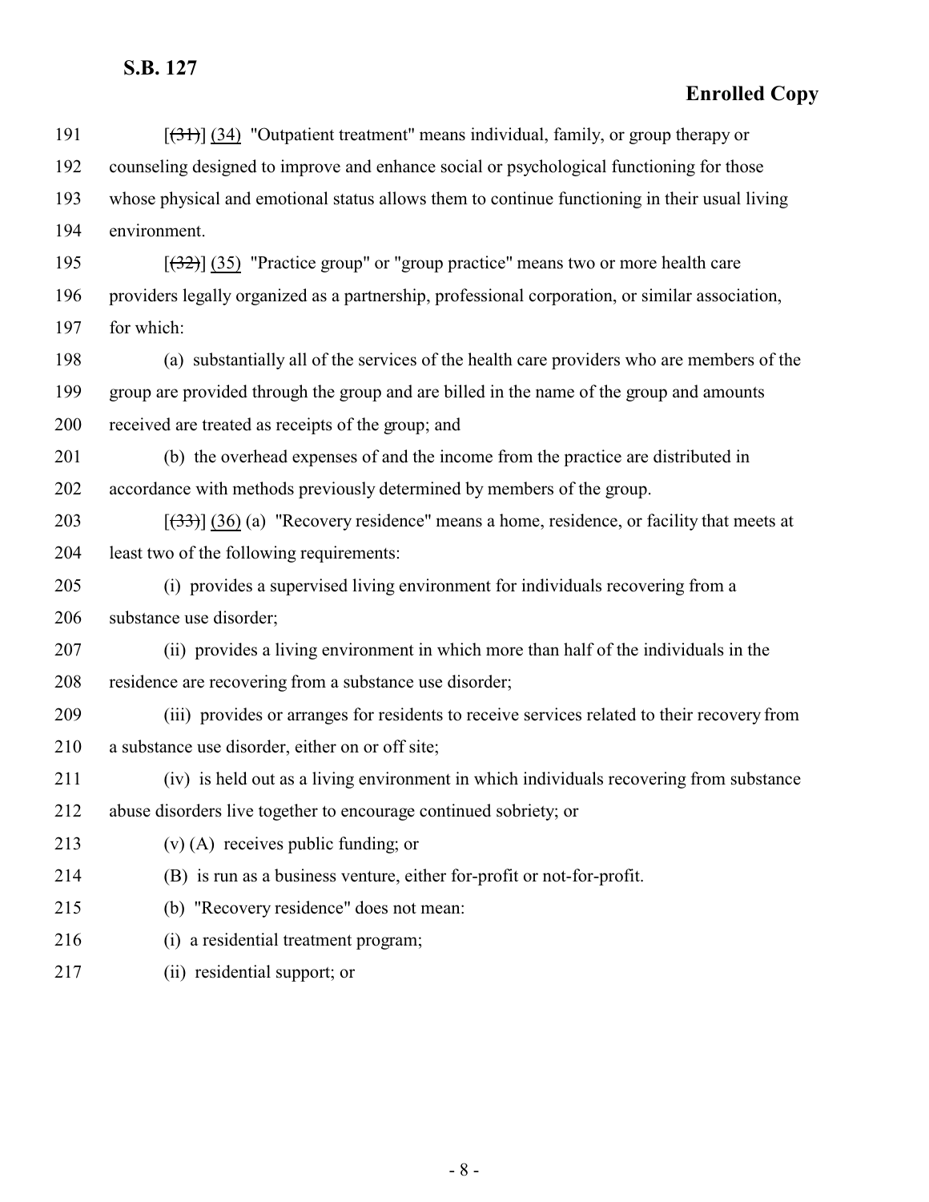191 [~~(31)~~] (34) "Outpatient treatment" means individual, family, or group therapy or
192 counseling designed to improve and enhance social or psychological functioning for those
193 whose physical and emotional status allows them to continue functioning in their usual living
194 environment.

195 [~~(32)~~] (35) "Practice group" or "group practice" means two or more health care
196 providers legally organized as a partnership, professional corporation, or similar association,
197 for which:

198 (a) substantially all of the services of the health care providers who are members of the
199 group are provided through the group and are billed in the name of the group and amounts
200 received are treated as receipts of the group; and

201 (b) the overhead expenses of and the income from the practice are distributed in
202 accordance with methods previously determined by members of the group.

203 [~~(33)~~] (36) (a) "Recovery residence" means a home, residence, or facility that meets at
204 least two of the following requirements:

205 (i) provides a supervised living environment for individuals recovering from a
206 substance use disorder;

207 (ii) provides a living environment in which more than half of the individuals in the
208 residence are recovering from a substance use disorder;

209 (iii) provides or arranges for residents to receive services related to their recovery from
210 a substance use disorder, either on or off site;

211 (iv) is held out as a living environment in which individuals recovering from substance
212 abuse disorders live together to encourage continued sobriety; or

213 (v) (A) receives public funding; or

214 (B) is run as a business venture, either for-profit or not-for-profit.

215 (b) "Recovery residence" does not mean:

216 (i) a residential treatment program;

217 (ii) residential support; or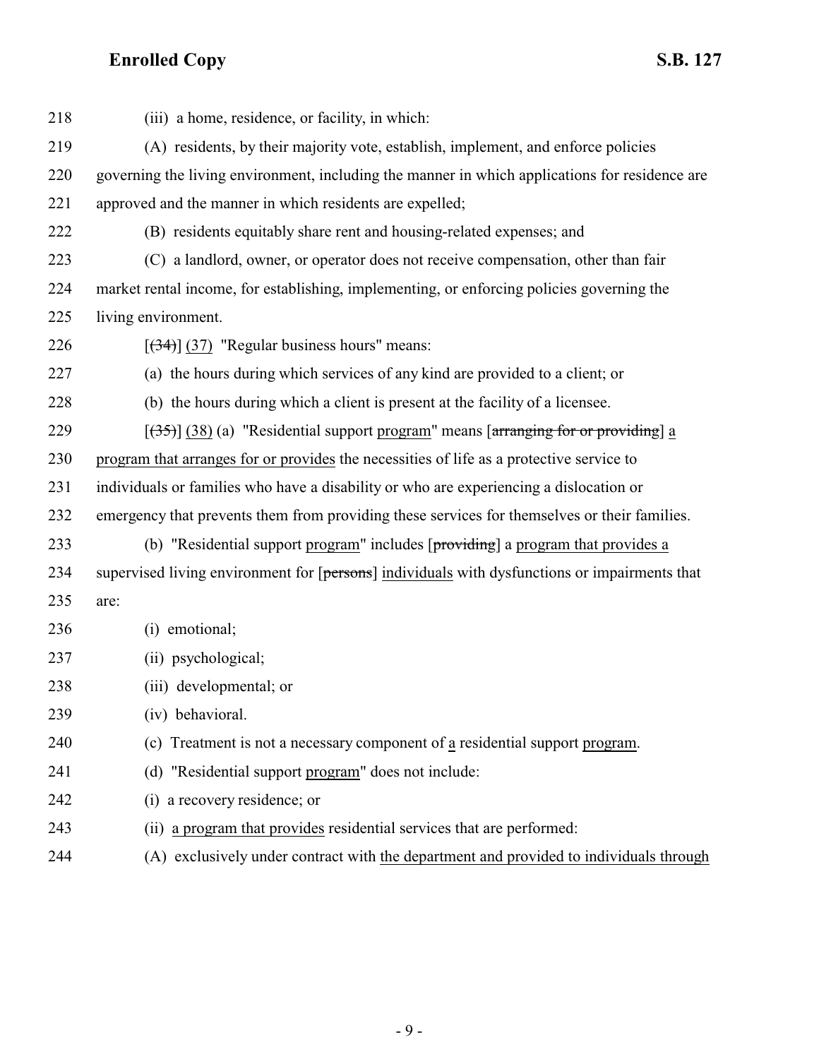218 (iii) a home, residence, or facility, in which:

219 (A) residents, by their majority vote, establish, implement, and enforce policies

220 governing the living environment, including the manner in which applications for residence are

221 approved and the manner in which residents are expelled;

222 (B) residents equitably share rent and housing-related expenses; and

223 (C) a landlord, owner, or operator does not receive compensation, other than fair

224 market rental income, for establishing, implementing, or enforcing policies governing the

225 living environment.

226 [~~(34)~~] (37) "Regular business hours" means:

227 (a) the hours during which services of any kind are provided to a client; or

228 (b) the hours during which a client is present at the facility of a licensee.

229 [~~(35)~~] (38) (a) "Residential support program" means [~~arranging for or providing~~] a

230 program that arranges for or provides the necessities of life as a protective service to

231 individuals or families who have a disability or who are experiencing a dislocation or

232 emergency that prevents them from providing these services for themselves or their families.

233 (b) "Residential support program" includes [~~providing~~] a program that provides a

234 supervised living environment for [~~persons~~] individuals with dysfunctions or impairments that

235 are:

236 (i) emotional;

237 (ii) psychological;

238 (iii) developmental; or

239 (iv) behavioral.

240 (c) Treatment is not a necessary component of a residential support program.

241 (d) "Residential support program" does not include:

242 (i) a recovery residence; or

243 (ii) a program that provides residential services that are performed:

244 (A) exclusively under contract with the department and provided to individuals through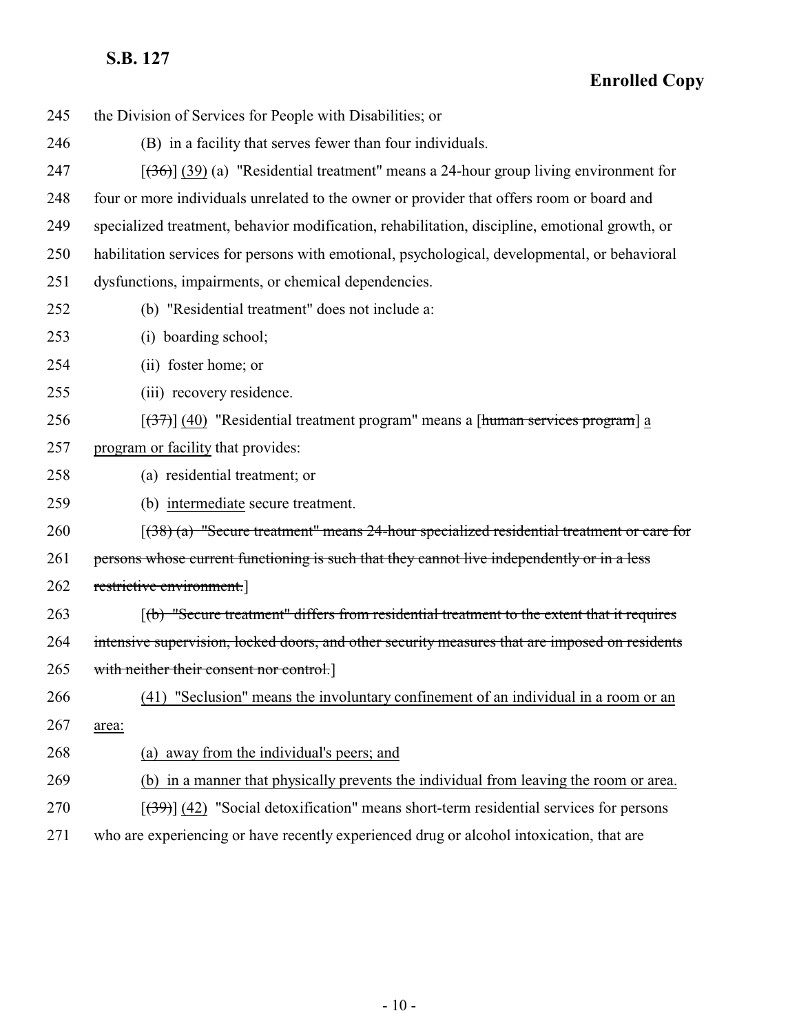the Division of Services for People with Disabilities; or

(B) in a facility that serves fewer than four individuals.

[~~(36)~~] <u>(39)</u> (a) "Residential treatment" means a 24-hour group living environment for four or more individuals unrelated to the owner or provider that offers room or board and specialized treatment, behavior modification, rehabilitation, discipline, emotional growth, or habilitation services for persons with emotional, psychological, developmental, or behavioral dysfunctions, impairments, or chemical dependencies.

(b) "Residential treatment" does not include a:

(i) boarding school;

(ii) foster home; or

(iii) recovery residence.

[~~(37)~~] <u>(40)</u> "Residential treatment program" means a [~~human services program~~] <u>a program or facility</u> that provides:

(a) residential treatment; or

(b) <u>intermediate</u> secure treatment.

[~~(38) (a) "Secure treatment" means 24-hour specialized residential treatment or care for persons whose current functioning is such that they cannot live independently or in a less restrictive environment.~~]

[~~(b) "Secure treatment" differs from residential treatment to the extent that it requires intensive supervision, locked doors, and other security measures that are imposed on residents with neither their consent nor control.~~]

<u>(41) "Seclusion" means the involuntary confinement of an individual in a room or an area:</u>

<u>(a) away from the individual's peers; and</u>

<u>(b) in a manner that physically prevents the individual from leaving the room or area.</u>

[~~(39)~~] <u>(42)</u> "Social detoxification" means short-term residential services for persons who are experiencing or have recently experienced drug or alcohol intoxication, that are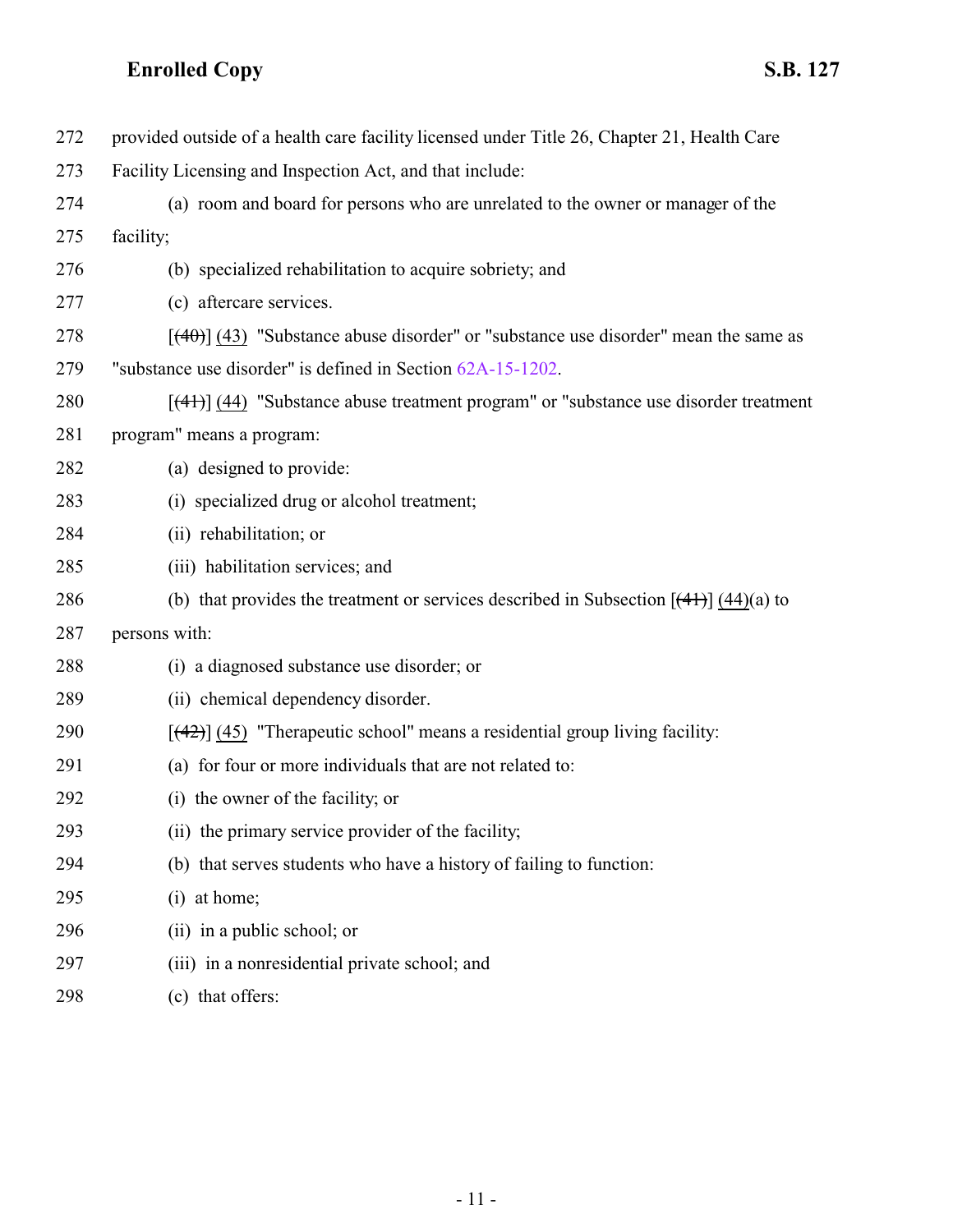provided outside of a health care facility licensed under Title 26, Chapter 21, Health Care Facility Licensing and Inspection Act, and that include:

(a) room and board for persons who are unrelated to the owner or manager of the facility;

(b) specialized rehabilitation to acquire sobriety; and

(c) aftercare services.

[~~(40)~~] (43) "Substance abuse disorder" or "substance use disorder" mean the same as "substance use disorder" is defined in Section 62A-15-1202.

[~~(41)~~] (44) "Substance abuse treatment program" or "substance use disorder treatment program" means a program:

(a) designed to provide:

(i) specialized drug or alcohol treatment;

(ii) rehabilitation; or

(iii) habilitation services; and

(b) that provides the treatment or services described in Subsection [~~(41)~~] (44)(a) to persons with:

(i) a diagnosed substance use disorder; or

(ii) chemical dependency disorder.

[~~(42)~~] (45) "Therapeutic school" means a residential group living facility:

(a) for four or more individuals that are not related to:

(i) the owner of the facility; or

(ii) the primary service provider of the facility;

(b) that serves students who have a history of failing to function:

(i) at home;

(ii) in a public school; or

(iii) in a nonresidential private school; and

(c) that offers: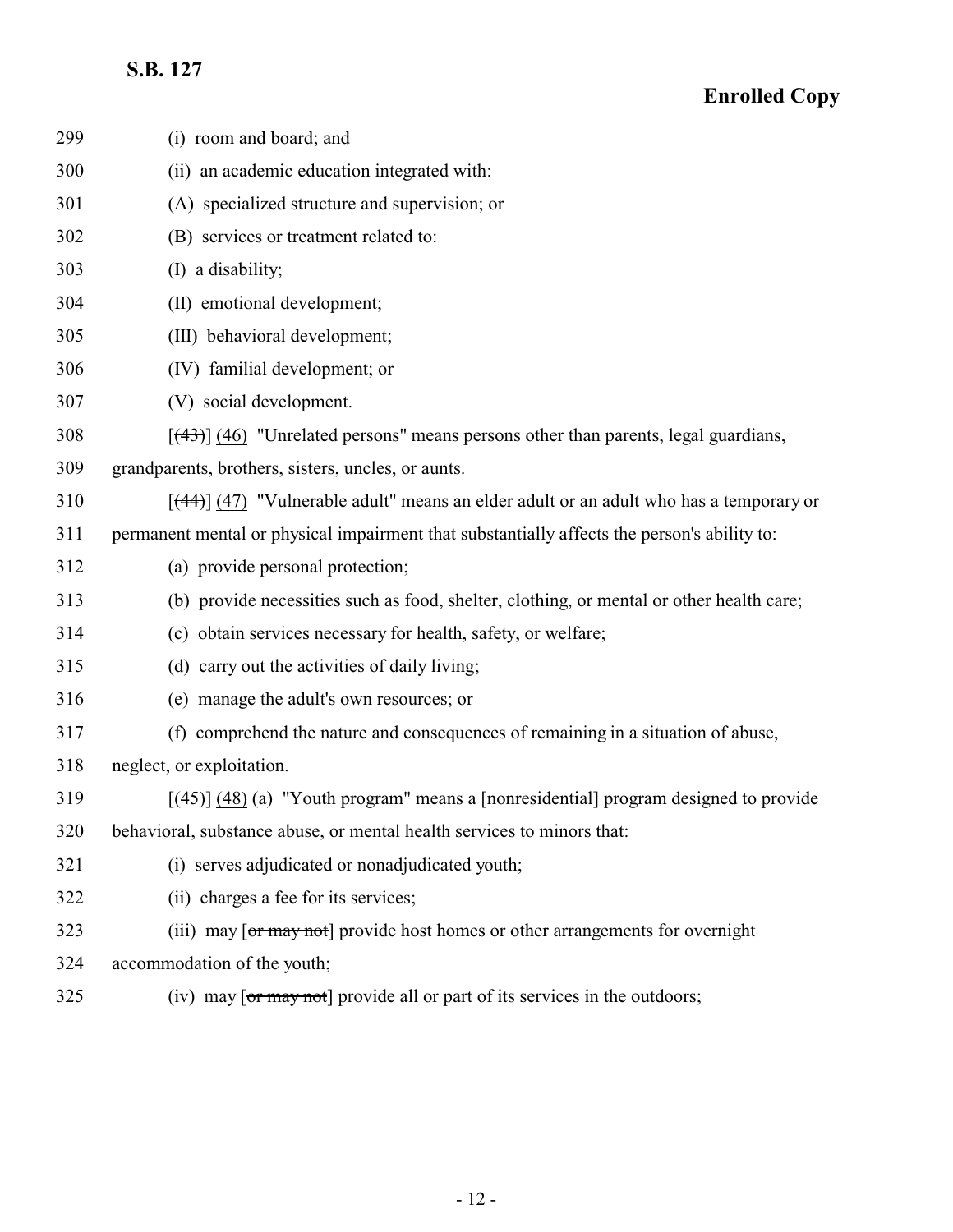299 (i) room and board; and

300 (ii) an academic education integrated with:

301 (A) specialized structure and supervision; or

302 (B) services or treatment related to:

303 (I) a disability;

304 (II) emotional development;

305 (III) behavioral development;

306 (IV) familial development; or

307 (V) social development.

308 [~~(43)~~] (46) "Unrelated persons" means persons other than parents, legal guardians,

309 grandparents, brothers, sisters, uncles, or aunts.

310 [~~(44)~~] (47) "Vulnerable adult" means an elder adult or an adult who has a temporary or

311 permanent mental or physical impairment that substantially affects the person's ability to:

312 (a) provide personal protection;

313 (b) provide necessities such as food, shelter, clothing, or mental or other health care;

314 (c) obtain services necessary for health, safety, or welfare;

315 (d) carry out the activities of daily living;

316 (e) manage the adult's own resources; or

317 (f) comprehend the nature and consequences of remaining in a situation of abuse,

318 neglect, or exploitation.

319 [~~(45)~~] (48) (a) "Youth program" means a [~~nonresidential~~] program designed to provide

320 behavioral, substance abuse, or mental health services to minors that:

321 (i) serves adjudicated or nonadjudicated youth;

322 (ii) charges a fee for its services;

323 (iii) may [~~or may not~~] provide host homes or other arrangements for overnight

324 accommodation of the youth;

325 (iv) may [~~or may not~~] provide all or part of its services in the outdoors;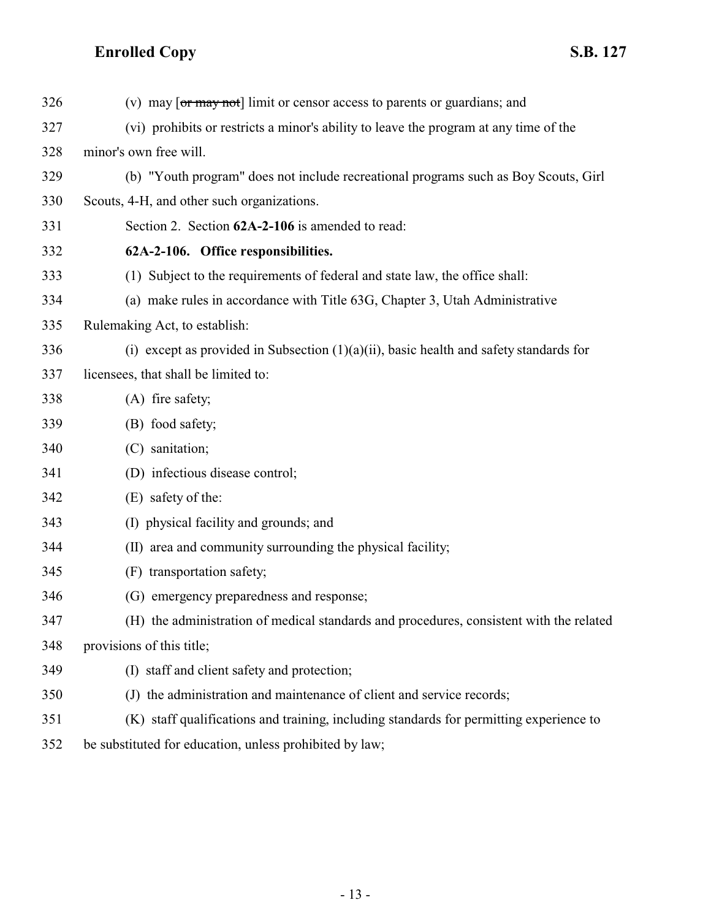326 (v) may [~~or may not~~] limit or censor access to parents or guardians; and

327 (vi) prohibits or restricts a minor's ability to leave the program at any time of the

328 minor's own free will.

329 (b) "Youth program" does not include recreational programs such as Boy Scouts, Girl

330 Scouts, 4-H, and other such organizations.

331 Section 2. Section **62A-2-106** is amended to read:

332 **62A-2-106. Office responsibilities.**

333 (1) Subject to the requirements of federal and state law, the office shall:

334 (a) make rules in accordance with Title 63G, Chapter 3, Utah Administrative

335 Rulemaking Act, to establish:

336 (i) except as provided in Subsection (1)(a)(ii), basic health and safety standards for

337 licensees, that shall be limited to:

338 (A) fire safety;

339 (B) food safety;

340 (C) sanitation;

341 (D) infectious disease control;

342 (E) safety of the:

343 (I) physical facility and grounds; and

344 (II) area and community surrounding the physical facility;

345 (F) transportation safety;

346 (G) emergency preparedness and response;

347 (H) the administration of medical standards and procedures, consistent with the related

348 provisions of this title;

349 (I) staff and client safety and protection;

350 (J) the administration and maintenance of client and service records;

351 (K) staff qualifications and training, including standards for permitting experience to

352 be substituted for education, unless prohibited by law;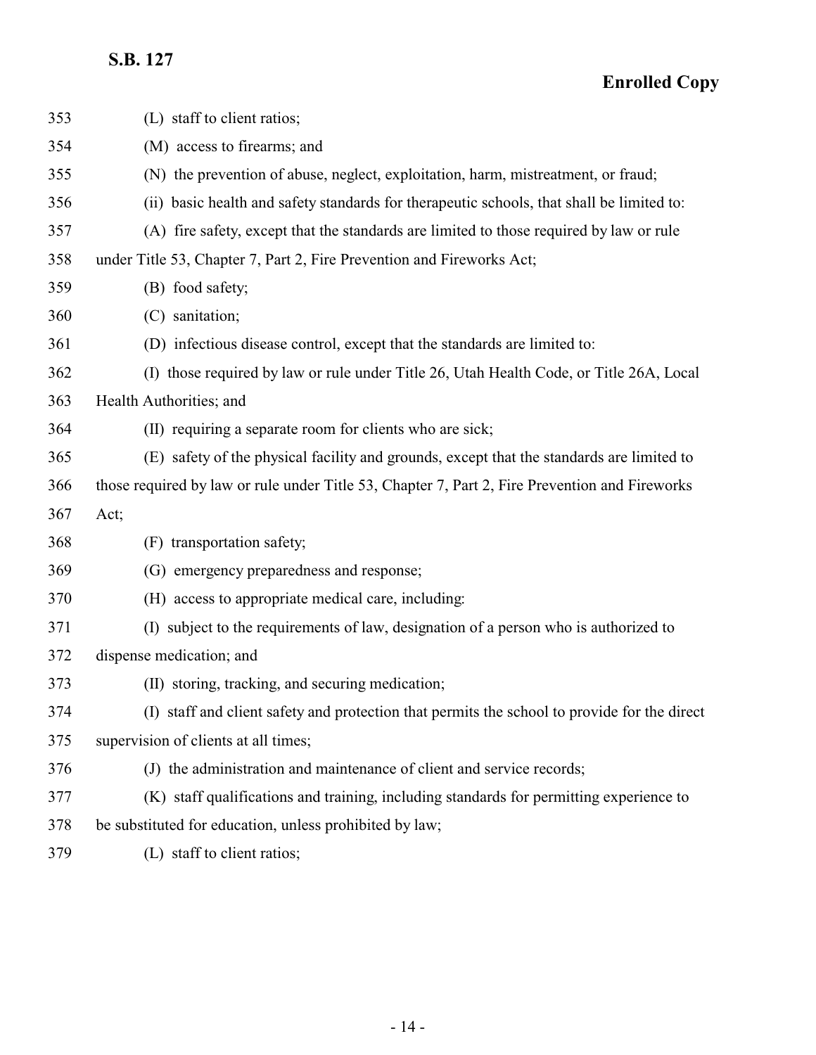(L) staff to client ratios;

(M) access to firearms; and

(N) the prevention of abuse, neglect, exploitation, harm, mistreatment, or fraud;

(ii) basic health and safety standards for therapeutic schools, that shall be limited to:

(A) fire safety, except that the standards are limited to those required by law or rule under Title 53, Chapter 7, Part 2, Fire Prevention and Fireworks Act;

(B) food safety;

(C) sanitation;

(D) infectious disease control, except that the standards are limited to:

(I) those required by law or rule under Title 26, Utah Health Code, or Title 26A, Local Health Authorities; and

(II) requiring a separate room for clients who are sick;

(E) safety of the physical facility and grounds, except that the standards are limited to those required by law or rule under Title 53, Chapter 7, Part 2, Fire Prevention and Fireworks Act;

(F) transportation safety;

(G) emergency preparedness and response;

(H) access to appropriate medical care, including:

(I) subject to the requirements of law, designation of a person who is authorized to dispense medication; and

(II) storing, tracking, and securing medication;

(I) staff and client safety and protection that permits the school to provide for the direct supervision of clients at all times;

(J) the administration and maintenance of client and service records;

(K) staff qualifications and training, including standards for permitting experience to be substituted for education, unless prohibited by law;

(L) staff to client ratios;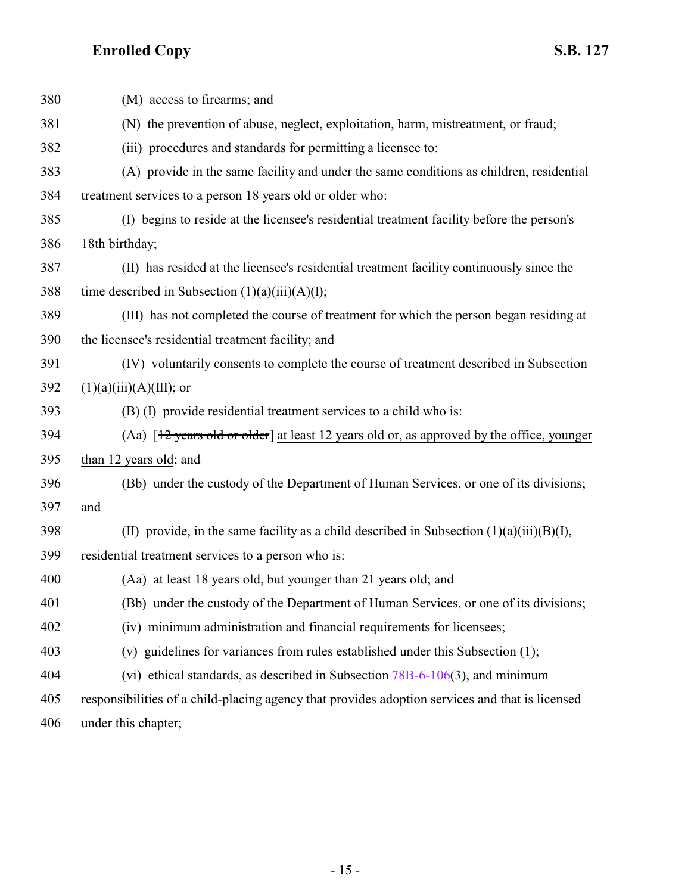380 (M) access to firearms; and

381 (N) the prevention of abuse, neglect, exploitation, harm, mistreatment, or fraud;

382 (iii) procedures and standards for permitting a licensee to:

383 (A) provide in the same facility and under the same conditions as children, residential

384 treatment services to a person 18 years old or older who:

385 (I) begins to reside at the licensee's residential treatment facility before the person's

386 18th birthday;

387 (II) has resided at the licensee's residential treatment facility continuously since the

388 time described in Subsection (1)(a)(iii)(A)(I);

389 (III) has not completed the course of treatment for which the person began residing at

390 the licensee's residential treatment facility; and

391 (IV) voluntarily consents to complete the course of treatment described in Subsection

392 (1)(a)(iii)(A)(III); or

393 (B) (I) provide residential treatment services to a child who is:

394 (Aa) [~~12 years old or older~~] <u>at least 12 years old or, as approved by the office, younger</u>

395 <u>than 12 years old</u>; and

396 (Bb) under the custody of the Department of Human Services, or one of its divisions;

397 and

398 (II) provide, in the same facility as a child described in Subsection (1)(a)(iii)(B)(I),

399 residential treatment services to a person who is:

400 (Aa) at least 18 years old, but younger than 21 years old; and

401 (Bb) under the custody of the Department of Human Services, or one of its divisions;

402 (iv) minimum administration and financial requirements for licensees;

403 (v) guidelines for variances from rules established under this Subsection (1);

404 (vi) ethical standards, as described in Subsection 78B-6-106(3), and minimum

405 responsibilities of a child-placing agency that provides adoption services and that is licensed

406 under this chapter;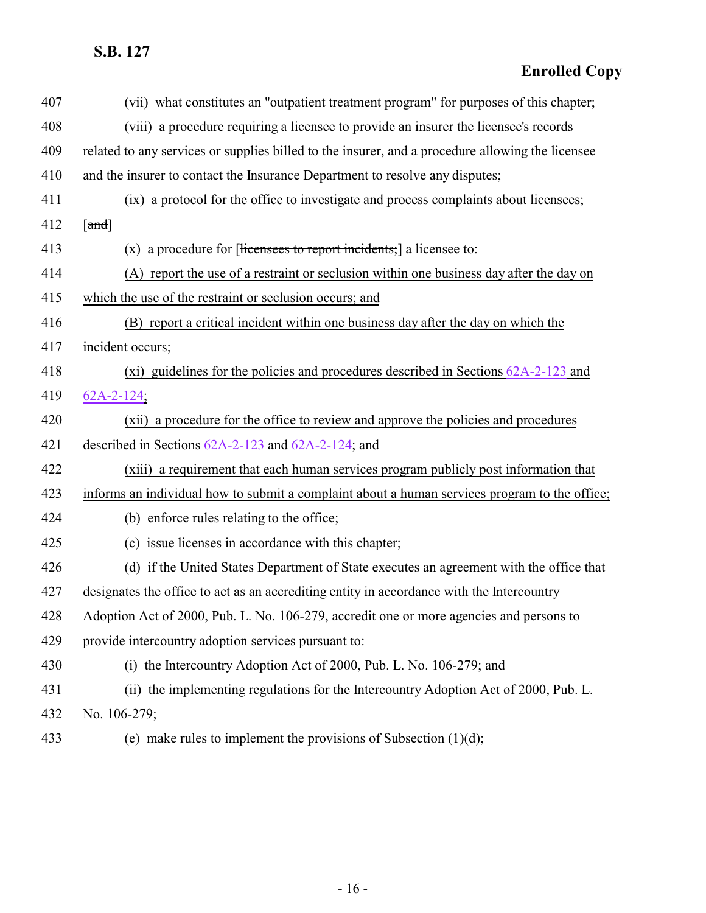407 (vii) what constitutes an "outpatient treatment program" for purposes of this chapter;

408 (viii) a procedure requiring a licensee to provide an insurer the licensee's records

409 related to any services or supplies billed to the insurer, and a procedure allowing the licensee

410 and the insurer to contact the Insurance Department to resolve any disputes;

411 (ix) a protocol for the office to investigate and process complaints about licensees;

412 [~~and~~]

413 (x) a procedure for [~~licensees to report incidents;~~] a licensee to:

414 (A) report the use of a restraint or seclusion within one business day after the day on

415 which the use of the restraint or seclusion occurs; and

416 (B) report a critical incident within one business day after the day on which the

417 incident occurs;

418 (xi) guidelines for the policies and procedures described in Sections 62A-2-123 and

419 62A-2-124;

420 (xii) a procedure for the office to review and approve the policies and procedures

421 described in Sections 62A-2-123 and 62A-2-124; and

422 (xiii) a requirement that each human services program publicly post information that

423 informs an individual how to submit a complaint about a human services program to the office;

424 (b) enforce rules relating to the office;

425 (c) issue licenses in accordance with this chapter;

426 (d) if the United States Department of State executes an agreement with the office that

427 designates the office to act as an accrediting entity in accordance with the Intercountry

428 Adoption Act of 2000, Pub. L. No. 106-279, accredit one or more agencies and persons to

429 provide intercountry adoption services pursuant to:

430 (i) the Intercountry Adoption Act of 2000, Pub. L. No. 106-279; and

431 (ii) the implementing regulations for the Intercountry Adoption Act of 2000, Pub. L.

432 No. 106-279;

433 (e) make rules to implement the provisions of Subsection (1)(d);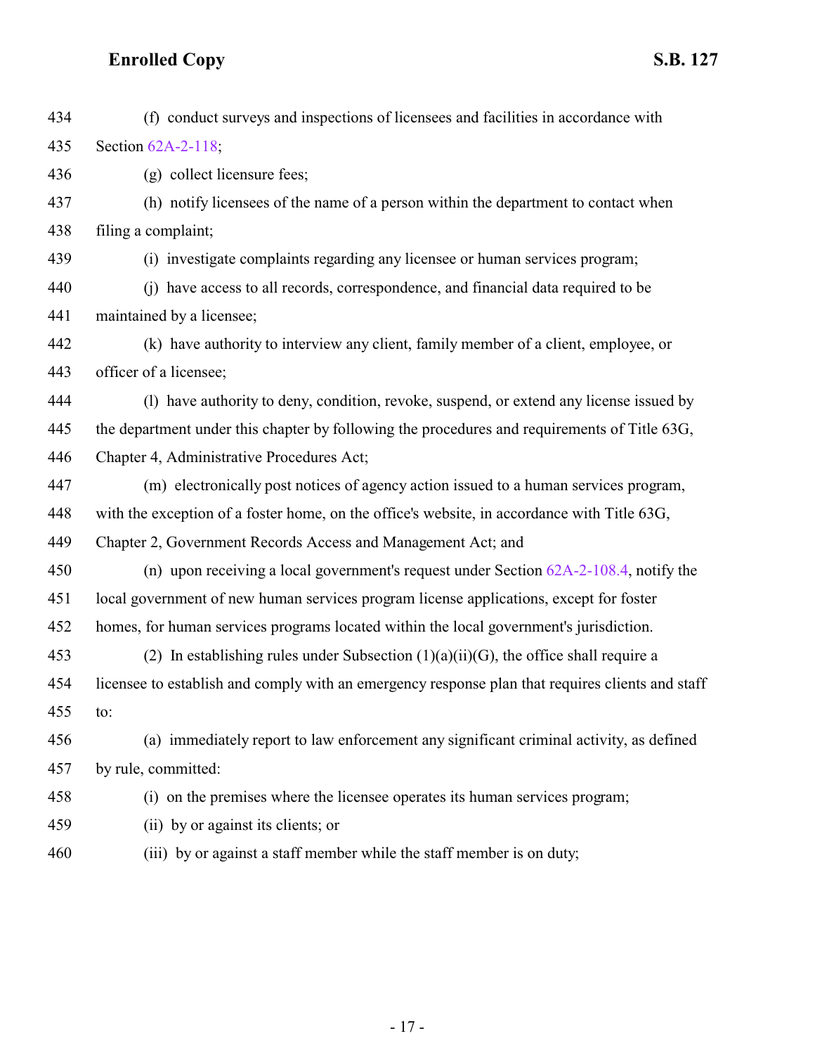(f) conduct surveys and inspections of licensees and facilities in accordance with Section 62A-2-118;

(g) collect licensure fees;

(h) notify licensees of the name of a person within the department to contact when filing a complaint;

(i) investigate complaints regarding any licensee or human services program;

(j) have access to all records, correspondence, and financial data required to be maintained by a licensee;

(k) have authority to interview any client, family member of a client, employee, or officer of a licensee;

(l) have authority to deny, condition, revoke, suspend, or extend any license issued by the department under this chapter by following the procedures and requirements of Title 63G, Chapter 4, Administrative Procedures Act;

(m) electronically post notices of agency action issued to a human services program, with the exception of a foster home, on the office's website, in accordance with Title 63G, Chapter 2, Government Records Access and Management Act; and

(n) upon receiving a local government's request under Section 62A-2-108.4, notify the local government of new human services program license applications, except for foster homes, for human services programs located within the local government's jurisdiction.

(2) In establishing rules under Subsection (1)(a)(ii)(G), the office shall require a licensee to establish and comply with an emergency response plan that requires clients and staff to:

(a) immediately report to law enforcement any significant criminal activity, as defined by rule, committed:

(i) on the premises where the licensee operates its human services program;

(ii) by or against its clients; or

(iii) by or against a staff member while the staff member is on duty;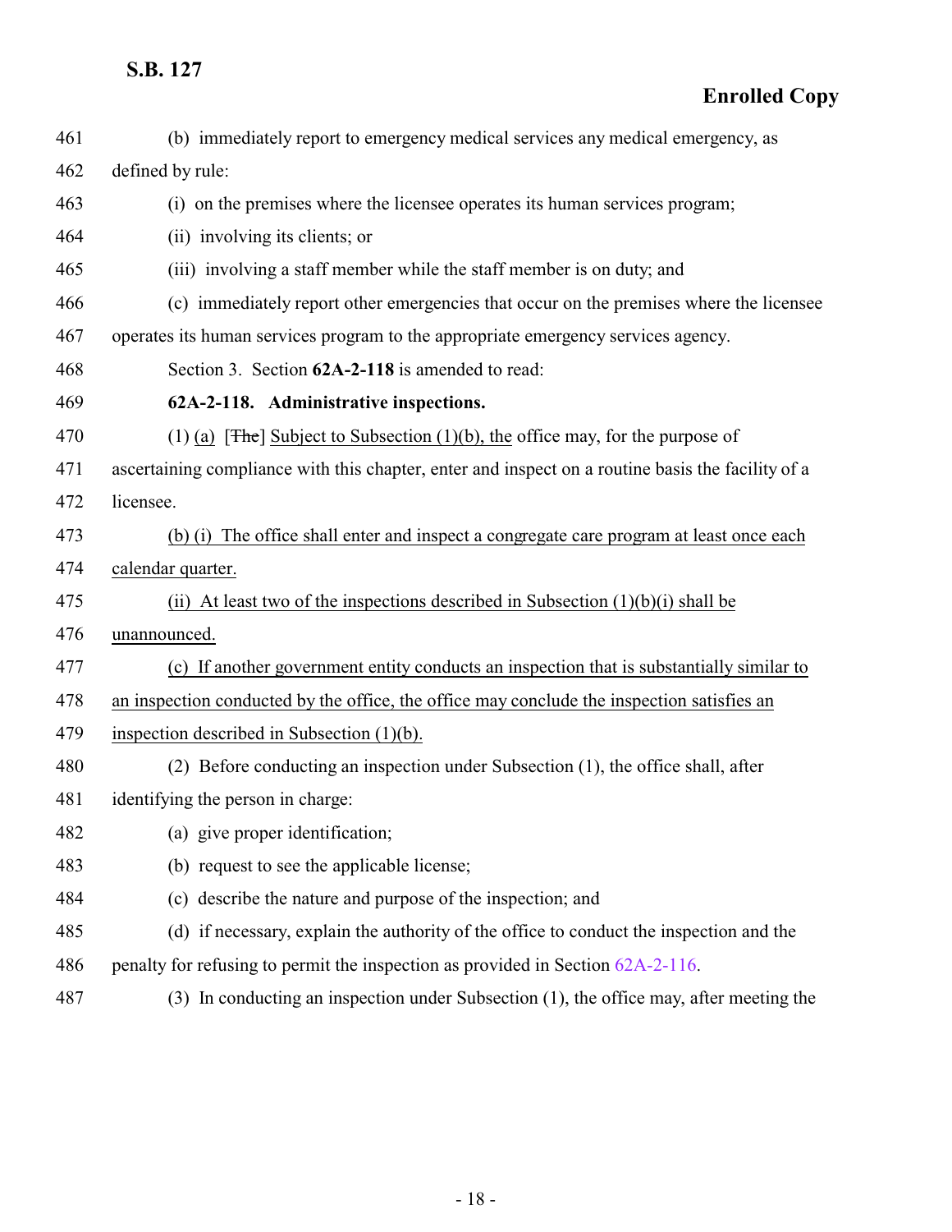461 (b) immediately report to emergency medical services any medical emergency, as
462 defined by rule:
463 (i) on the premises where the licensee operates its human services program;
464 (ii) involving its clients; or
465 (iii) involving a staff member while the staff member is on duty; and
466 (c) immediately report other emergencies that occur on the premises where the licensee
467 operates its human services program to the appropriate emergency services agency.
468 Section 3. Section **62A-2-118** is amended to read:
469 **62A-2-118. Administrative inspections.**
470 (1) <u>(a)</u> [~~The~~] <u>Subject to Subsection (1)(b), the</u> office may, for the purpose of
471 ascertaining compliance with this chapter, enter and inspect on a routine basis the facility of a
472 licensee.
473 <u>(b) (i) The office shall enter and inspect a congregate care program at least once each</u>
474 <u>calendar quarter.</u>
475 <u>(ii) At least two of the inspections described in Subsection (1)(b)(i) shall be</u>
476 <u>unannounced.</u>
477 <u>(c) If another government entity conducts an inspection that is substantially similar to</u>
478 <u>an inspection conducted by the office, the office may conclude the inspection satisfies an</u>
479 <u>inspection described in Subsection (1)(b).</u>
480 (2) Before conducting an inspection under Subsection (1), the office shall, after
481 identifying the person in charge:
482 (a) give proper identification;
483 (b) request to see the applicable license;
484 (c) describe the nature and purpose of the inspection; and
485 (d) if necessary, explain the authority of the office to conduct the inspection and the
486 penalty for refusing to permit the inspection as provided in Section 62A-2-116.
487 (3) In conducting an inspection under Subsection (1), the office may, after meeting the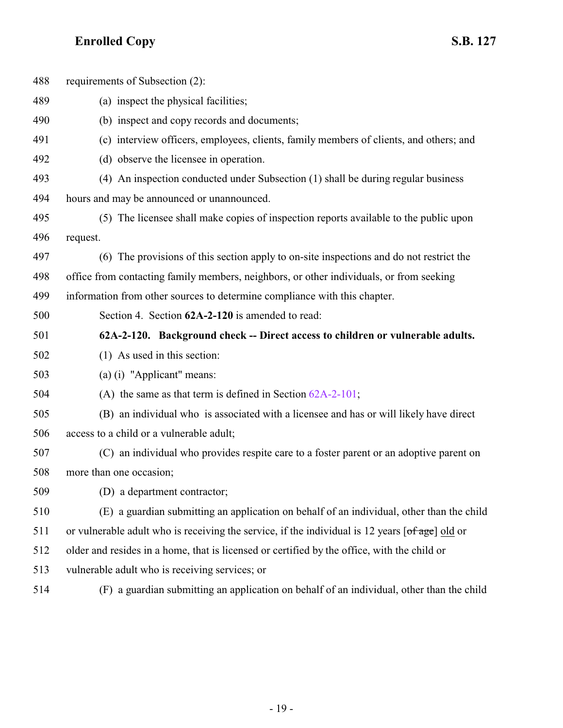requirements of Subsection (2):

(a) inspect the physical facilities;

(b) inspect and copy records and documents;

(c) interview officers, employees, clients, family members of clients, and others; and

(d) observe the licensee in operation.

(4) An inspection conducted under Subsection (1) shall be during regular business hours and may be announced or unannounced.

(5) The licensee shall make copies of inspection reports available to the public upon request.

(6) The provisions of this section apply to on-site inspections and do not restrict the office from contacting family members, neighbors, or other individuals, or from seeking information from other sources to determine compliance with this chapter.

Section 4. Section **62A-2-120** is amended to read:

**62A-2-120. Background check -- Direct access to children or vulnerable adults.**

(1) As used in this section:

(a) (i) "Applicant" means:

(A) the same as that term is defined in Section 62A-2-101;

(B) an individual who is associated with a licensee and has or will likely have direct access to a child or a vulnerable adult;

(C) an individual who provides respite care to a foster parent or an adoptive parent on more than one occasion;

(D) a department contractor;

(E) a guardian submitting an application on behalf of an individual, other than the child or vulnerable adult who is receiving the service, if the individual is 12 years [~~of age~~] old or older and resides in a home, that is licensed or certified by the office, with the child or vulnerable adult who is receiving services; or

(F) a guardian submitting an application on behalf of an individual, other than the child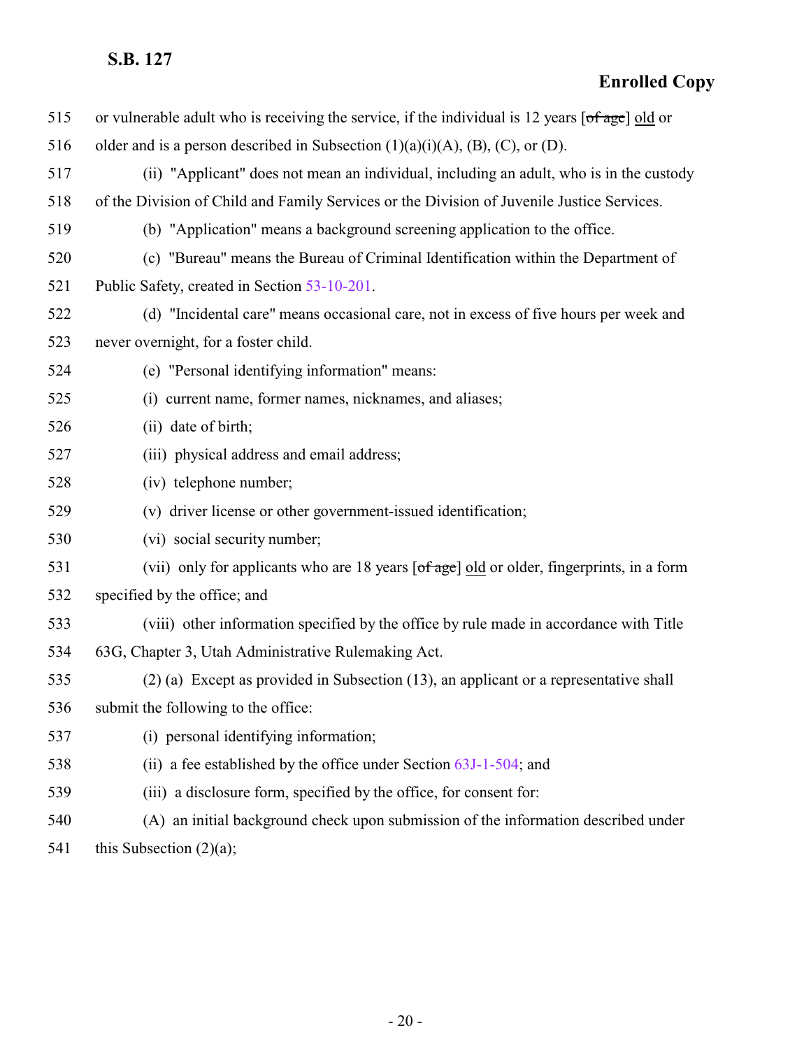515 or vulnerable adult who is receiving the service, if the individual is 12 years [~~of age~~] old or
516 older and is a person described in Subsection (1)(a)(i)(A), (B), (C), or (D).

517 (ii) "Applicant" does not mean an individual, including an adult, who is in the custody
518 of the Division of Child and Family Services or the Division of Juvenile Justice Services.

519 (b) "Application" means a background screening application to the office.

520 (c) "Bureau" means the Bureau of Criminal Identification within the Department of
521 Public Safety, created in Section 53-10-201.

522 (d) "Incidental care" means occasional care, not in excess of five hours per week and
523 never overnight, for a foster child.

524 (e) "Personal identifying information" means:

525 (i) current name, former names, nicknames, and aliases;

526 (ii) date of birth;

527 (iii) physical address and email address;

528 (iv) telephone number;

529 (v) driver license or other government-issued identification;

530 (vi) social security number;

531 (vii) only for applicants who are 18 years [~~of age~~] old or older, fingerprints, in a form
532 specified by the office; and

533 (viii) other information specified by the office by rule made in accordance with Title
534 63G, Chapter 3, Utah Administrative Rulemaking Act.

535 (2) (a) Except as provided in Subsection (13), an applicant or a representative shall
536 submit the following to the office:

537 (i) personal identifying information;

538 (ii) a fee established by the office under Section 63J-1-504; and

539 (iii) a disclosure form, specified by the office, for consent for:

540 (A) an initial background check upon submission of the information described under
541 this Subsection (2)(a);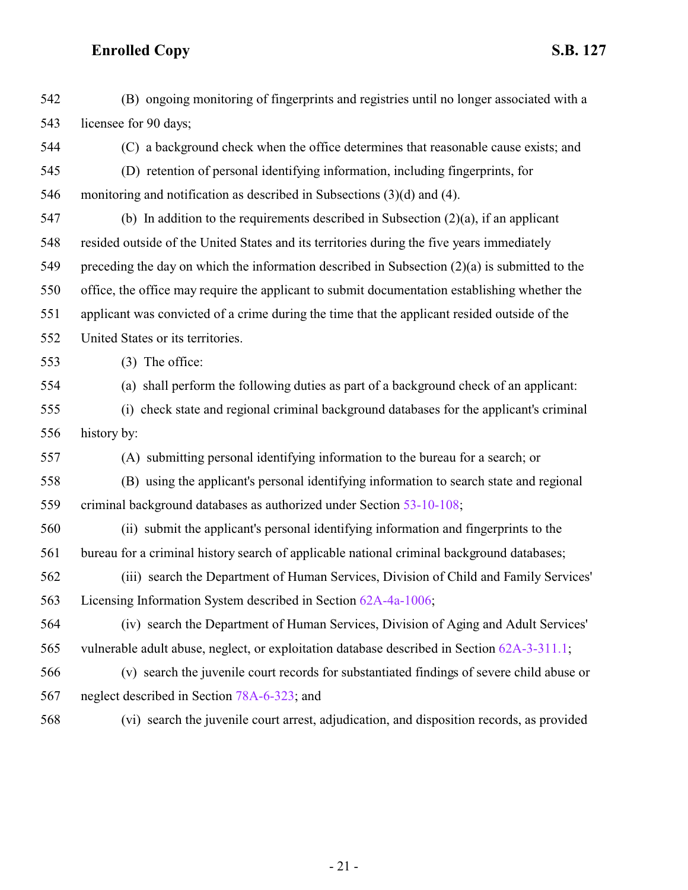(B) ongoing monitoring of fingerprints and registries until no longer associated with a licensee for 90 days;

(C) a background check when the office determines that reasonable cause exists; and

(D) retention of personal identifying information, including fingerprints, for monitoring and notification as described in Subsections (3)(d) and (4).

(b) In addition to the requirements described in Subsection (2)(a), if an applicant resided outside of the United States and its territories during the five years immediately preceding the day on which the information described in Subsection (2)(a) is submitted to the office, the office may require the applicant to submit documentation establishing whether the applicant was convicted of a crime during the time that the applicant resided outside of the United States or its territories.

(3) The office:

(a) shall perform the following duties as part of a background check of an applicant:

(i) check state and regional criminal background databases for the applicant's criminal history by:

(A) submitting personal identifying information to the bureau for a search; or

(B) using the applicant's personal identifying information to search state and regional criminal background databases as authorized under Section 53-10-108;

(ii) submit the applicant's personal identifying information and fingerprints to the bureau for a criminal history search of applicable national criminal background databases;

(iii) search the Department of Human Services, Division of Child and Family Services' Licensing Information System described in Section 62A-4a-1006;

(iv) search the Department of Human Services, Division of Aging and Adult Services' vulnerable adult abuse, neglect, or exploitation database described in Section 62A-3-311.1;

(v) search the juvenile court records for substantiated findings of severe child abuse or neglect described in Section 78A-6-323; and

(vi) search the juvenile court arrest, adjudication, and disposition records, as provided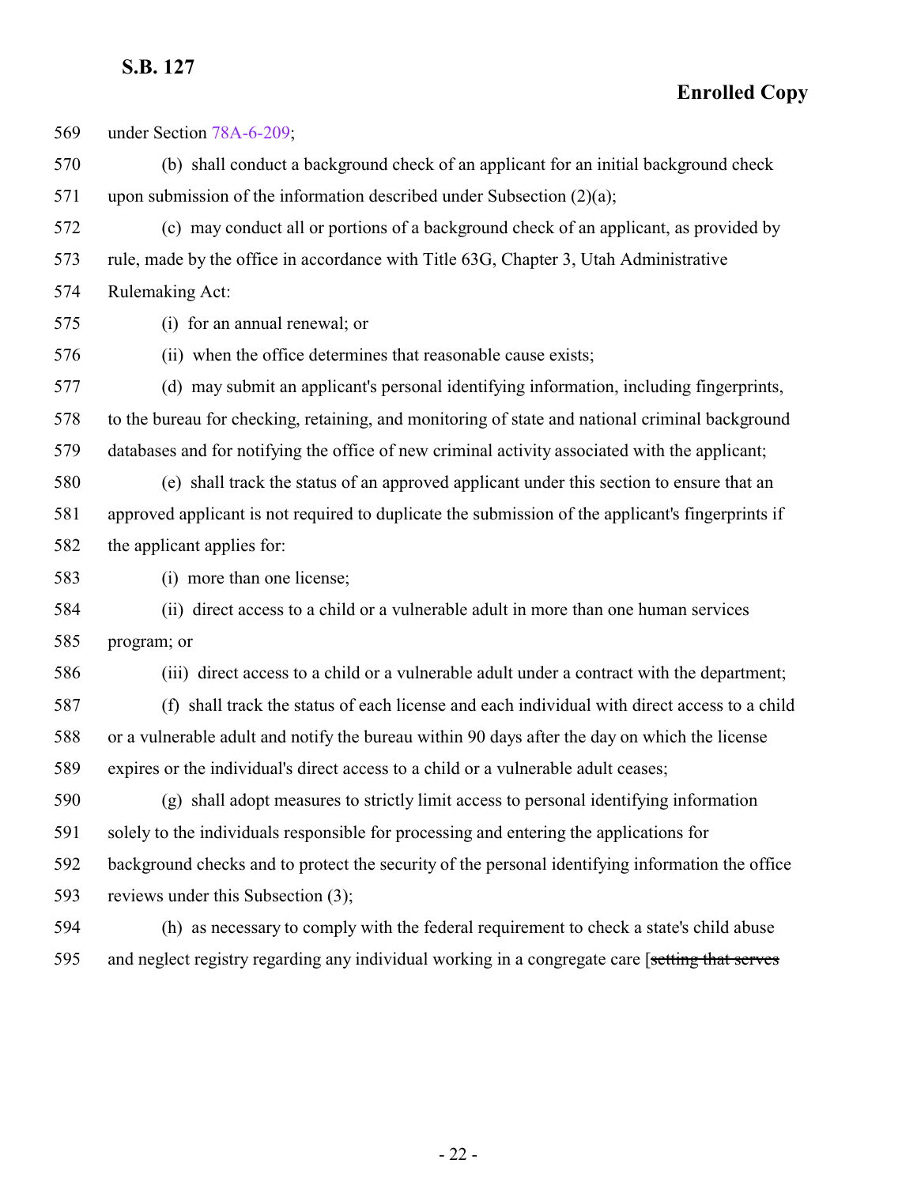569 under Section 78A-6-209;

570 (b) shall conduct a background check of an applicant for an initial background check

571 upon submission of the information described under Subsection (2)(a);

572 (c) may conduct all or portions of a background check of an applicant, as provided by

573 rule, made by the office in accordance with Title 63G, Chapter 3, Utah Administrative

574 Rulemaking Act:

575 (i) for an annual renewal; or

576 (ii) when the office determines that reasonable cause exists;

577 (d) may submit an applicant's personal identifying information, including fingerprints,

578 to the bureau for checking, retaining, and monitoring of state and national criminal background

579 databases and for notifying the office of new criminal activity associated with the applicant;

580 (e) shall track the status of an approved applicant under this section to ensure that an

581 approved applicant is not required to duplicate the submission of the applicant's fingerprints if

582 the applicant applies for:

583 (i) more than one license;

584 (ii) direct access to a child or a vulnerable adult in more than one human services

585 program; or

586 (iii) direct access to a child or a vulnerable adult under a contract with the department;

587 (f) shall track the status of each license and each individual with direct access to a child

588 or a vulnerable adult and notify the bureau within 90 days after the day on which the license

589 expires or the individual's direct access to a child or a vulnerable adult ceases;

590 (g) shall adopt measures to strictly limit access to personal identifying information

591 solely to the individuals responsible for processing and entering the applications for

592 background checks and to protect the security of the personal identifying information the office

593 reviews under this Subsection (3);

594 (h) as necessary to comply with the federal requirement to check a state's child abuse

595 and neglect registry regarding any individual working in a congregate care [~~setting that serves~~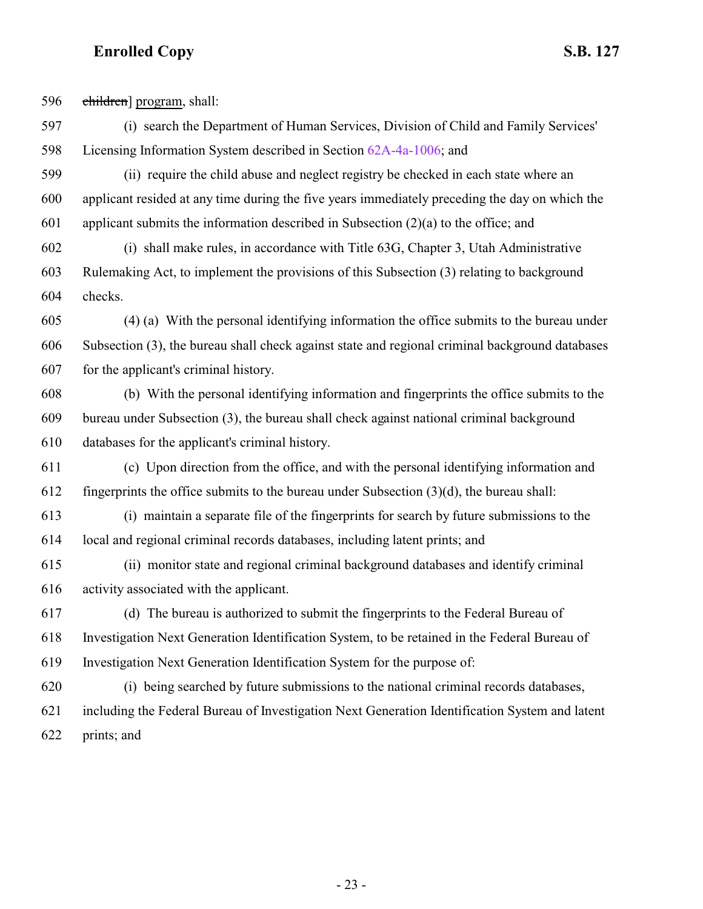596 ~~children~~] program, shall:

597 (i) search the Department of Human Services, Division of Child and Family Services'

598 Licensing Information System described in Section 62A-4a-1006; and

599 (ii) require the child abuse and neglect registry be checked in each state where an

600 applicant resided at any time during the five years immediately preceding the day on which the

601 applicant submits the information described in Subsection (2)(a) to the office; and

602 (i) shall make rules, in accordance with Title 63G, Chapter 3, Utah Administrative

603 Rulemaking Act, to implement the provisions of this Subsection (3) relating to background

604 checks.

605 (4) (a) With the personal identifying information the office submits to the bureau under

606 Subsection (3), the bureau shall check against state and regional criminal background databases

607 for the applicant's criminal history.

608 (b) With the personal identifying information and fingerprints the office submits to the

609 bureau under Subsection (3), the bureau shall check against national criminal background

610 databases for the applicant's criminal history.

611 (c) Upon direction from the office, and with the personal identifying information and

612 fingerprints the office submits to the bureau under Subsection (3)(d), the bureau shall:

613 (i) maintain a separate file of the fingerprints for search by future submissions to the

614 local and regional criminal records databases, including latent prints; and

615 (ii) monitor state and regional criminal background databases and identify criminal

616 activity associated with the applicant.

617 (d) The bureau is authorized to submit the fingerprints to the Federal Bureau of

618 Investigation Next Generation Identification System, to be retained in the Federal Bureau of

619 Investigation Next Generation Identification System for the purpose of:

620 (i) being searched by future submissions to the national criminal records databases,

621 including the Federal Bureau of Investigation Next Generation Identification System and latent

622 prints; and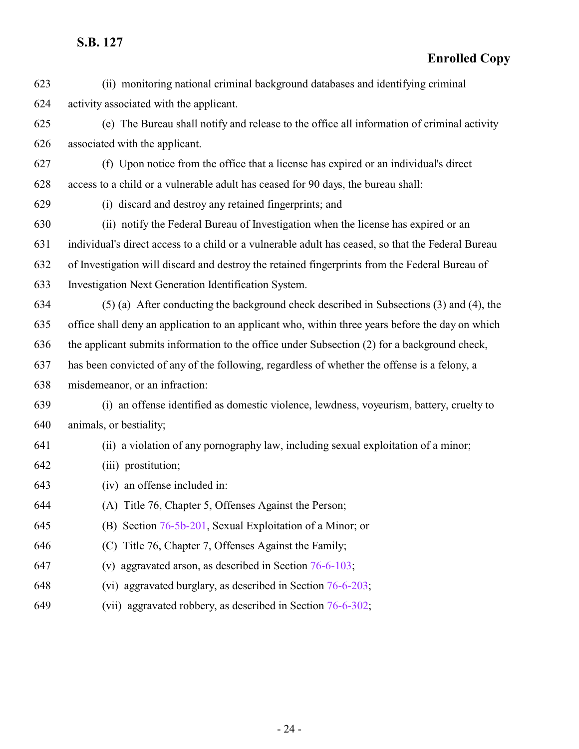(ii) monitoring national criminal background databases and identifying criminal activity associated with the applicant.

(e) The Bureau shall notify and release to the office all information of criminal activity associated with the applicant.

(f) Upon notice from the office that a license has expired or an individual's direct access to a child or a vulnerable adult has ceased for 90 days, the bureau shall:

(i) discard and destroy any retained fingerprints; and

(ii) notify the Federal Bureau of Investigation when the license has expired or an individual's direct access to a child or a vulnerable adult has ceased, so that the Federal Bureau of Investigation will discard and destroy the retained fingerprints from the Federal Bureau of Investigation Next Generation Identification System.

(5) (a) After conducting the background check described in Subsections (3) and (4), the office shall deny an application to an applicant who, within three years before the day on which the applicant submits information to the office under Subsection (2) for a background check, has been convicted of any of the following, regardless of whether the offense is a felony, a misdemeanor, or an infraction:

(i) an offense identified as domestic violence, lewdness, voyeurism, battery, cruelty to animals, or bestiality;

(ii) a violation of any pornography law, including sexual exploitation of a minor;

(iii) prostitution;

(iv) an offense included in:

(A) Title 76, Chapter 5, Offenses Against the Person;

(B) Section 76-5b-201, Sexual Exploitation of a Minor; or

(C) Title 76, Chapter 7, Offenses Against the Family;

(v) aggravated arson, as described in Section 76-6-103;

(vi) aggravated burglary, as described in Section 76-6-203;

(vii) aggravated robbery, as described in Section 76-6-302;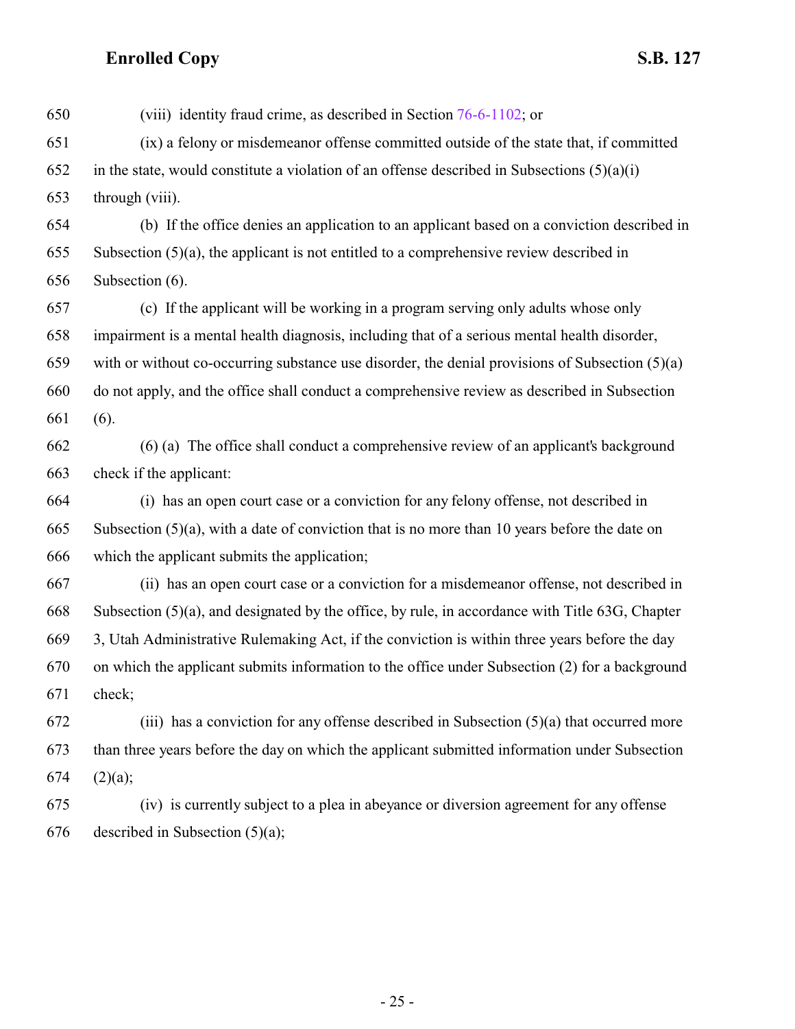650 (viii) identity fraud crime, as described in Section 76-6-1102; or

651 (ix) a felony or misdemeanor offense committed outside of the state that, if committed

652 in the state, would constitute a violation of an offense described in Subsections (5)(a)(i)

653 through (viii).

654 (b) If the office denies an application to an applicant based on a conviction described in

655 Subsection (5)(a), the applicant is not entitled to a comprehensive review described in

656 Subsection (6).

657 (c) If the applicant will be working in a program serving only adults whose only

658 impairment is a mental health diagnosis, including that of a serious mental health disorder,

659 with or without co-occurring substance use disorder, the denial provisions of Subsection (5)(a)

660 do not apply, and the office shall conduct a comprehensive review as described in Subsection

661 (6).

662 (6) (a) The office shall conduct a comprehensive review of an applicant's background

663 check if the applicant:

664 (i) has an open court case or a conviction for any felony offense, not described in

665 Subsection (5)(a), with a date of conviction that is no more than 10 years before the date on

666 which the applicant submits the application;

667 (ii) has an open court case or a conviction for a misdemeanor offense, not described in

668 Subsection (5)(a), and designated by the office, by rule, in accordance with Title 63G, Chapter

669 3, Utah Administrative Rulemaking Act, if the conviction is within three years before the day

670 on which the applicant submits information to the office under Subsection (2) for a background

671 check;

672 (iii) has a conviction for any offense described in Subsection (5)(a) that occurred more

673 than three years before the day on which the applicant submitted information under Subsection

674 (2)(a);

675 (iv) is currently subject to a plea in abeyance or diversion agreement for any offense

676 described in Subsection (5)(a);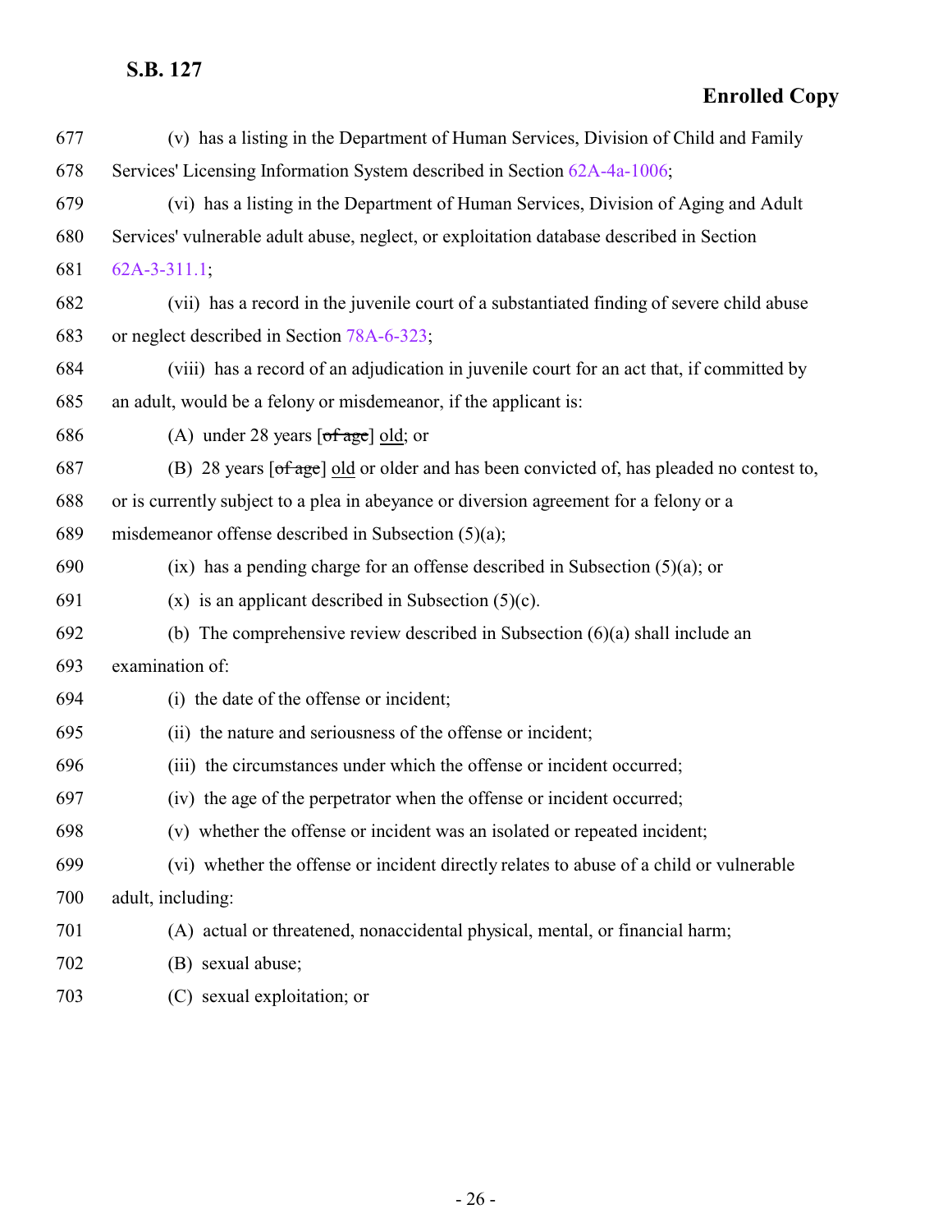677 (v) has a listing in the Department of Human Services, Division of Child and Family
678 Services' Licensing Information System described in Section 62A-4a-1006;
679 (vi) has a listing in the Department of Human Services, Division of Aging and Adult
680 Services' vulnerable adult abuse, neglect, or exploitation database described in Section
681 62A-3-311.1;
682 (vii) has a record in the juvenile court of a substantiated finding of severe child abuse
683 or neglect described in Section 78A-6-323;
684 (viii) has a record of an adjudication in juvenile court for an act that, if committed by
685 an adult, would be a felony or misdemeanor, if the applicant is:
686 (A) under 28 years [~~of age~~] old; or
687 (B) 28 years [~~of age~~] old or older and has been convicted of, has pleaded no contest to,
688 or is currently subject to a plea in abeyance or diversion agreement for a felony or a
689 misdemeanor offense described in Subsection (5)(a);
690 (ix) has a pending charge for an offense described in Subsection (5)(a); or
691 (x) is an applicant described in Subsection (5)(c).
692 (b) The comprehensive review described in Subsection (6)(a) shall include an
693 examination of:
694 (i) the date of the offense or incident;
695 (ii) the nature and seriousness of the offense or incident;
696 (iii) the circumstances under which the offense or incident occurred;
697 (iv) the age of the perpetrator when the offense or incident occurred;
698 (v) whether the offense or incident was an isolated or repeated incident;
699 (vi) whether the offense or incident directly relates to abuse of a child or vulnerable
700 adult, including:
701 (A) actual or threatened, nonaccidental physical, mental, or financial harm;
702 (B) sexual abuse;
703 (C) sexual exploitation; or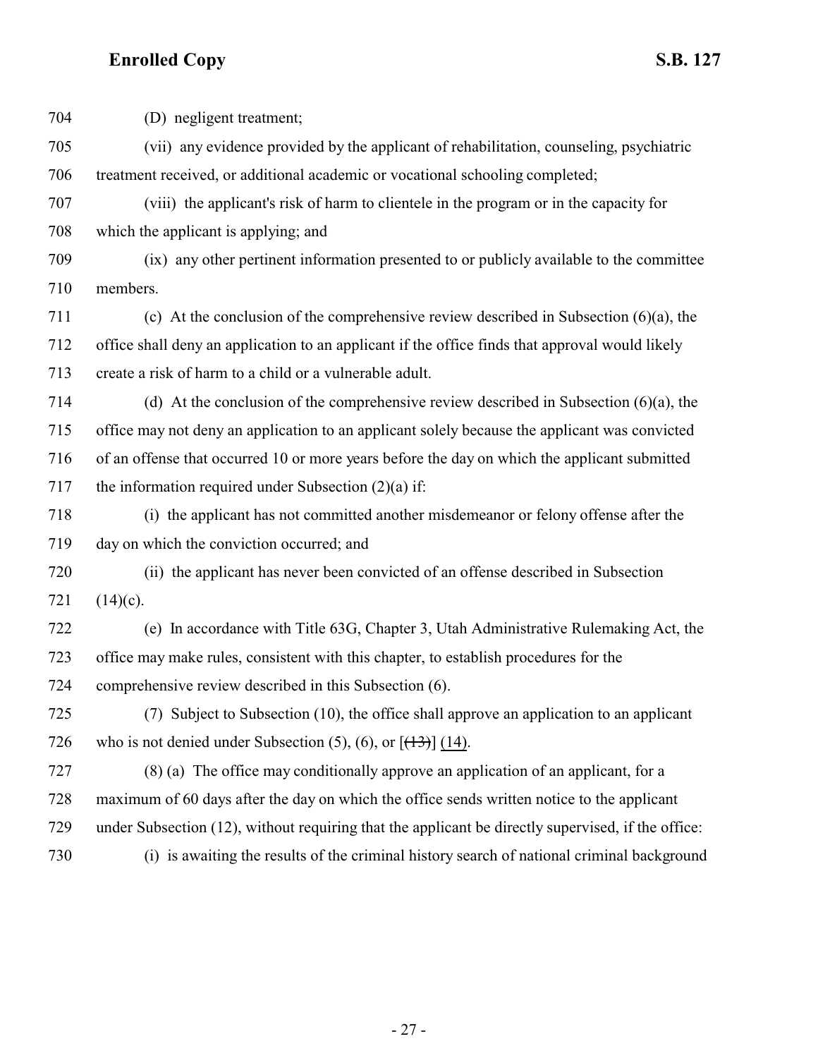704 (D) negligent treatment;

705 (vii) any evidence provided by the applicant of rehabilitation, counseling, psychiatric
706 treatment received, or additional academic or vocational schooling completed;

707 (viii) the applicant's risk of harm to clientele in the program or in the capacity for
708 which the applicant is applying; and

709 (ix) any other pertinent information presented to or publicly available to the committee
710 members.

711 (c) At the conclusion of the comprehensive review described in Subsection (6)(a), the
712 office shall deny an application to an applicant if the office finds that approval would likely
713 create a risk of harm to a child or a vulnerable adult.

714 (d) At the conclusion of the comprehensive review described in Subsection (6)(a), the
715 office may not deny an application to an applicant solely because the applicant was convicted
716 of an offense that occurred 10 or more years before the day on which the applicant submitted
717 the information required under Subsection (2)(a) if:

718 (i) the applicant has not committed another misdemeanor or felony offense after the
719 day on which the conviction occurred; and

720 (ii) the applicant has never been convicted of an offense described in Subsection
721 (14)(c).

722 (e) In accordance with Title 63G, Chapter 3, Utah Administrative Rulemaking Act, the
723 office may make rules, consistent with this chapter, to establish procedures for the
724 comprehensive review described in this Subsection (6).

725 (7) Subject to Subsection (10), the office shall approve an application to an applicant
726 who is not denied under Subsection (5), (6), or [~~(13)~~] <u>(14)</u>.

727 (8) (a) The office may conditionally approve an application of an applicant, for a
728 maximum of 60 days after the day on which the office sends written notice to the applicant
729 under Subsection (12), without requiring that the applicant be directly supervised, if the office:

730 (i) is awaiting the results of the criminal history search of national criminal background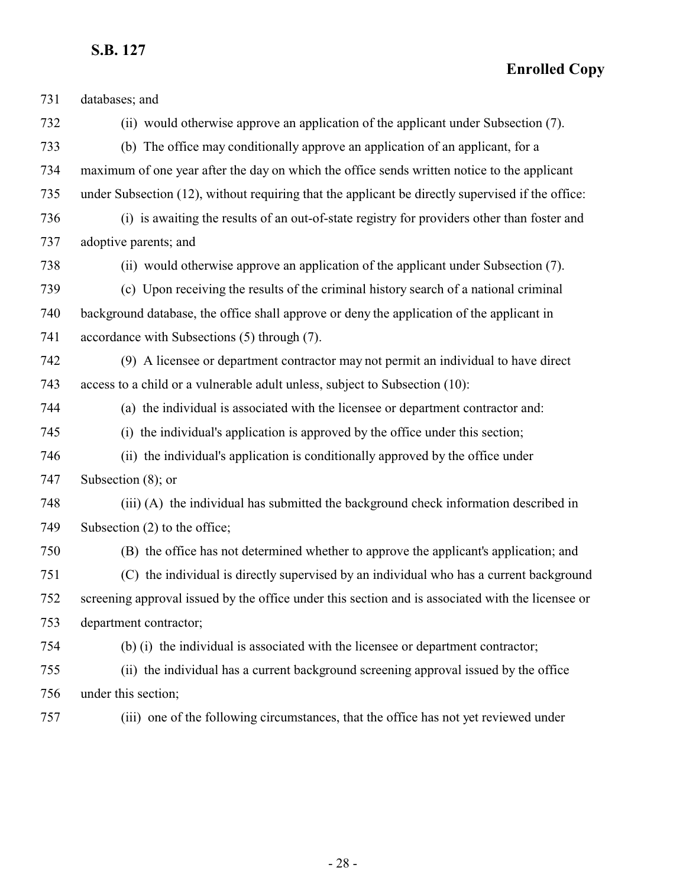databases; and

(ii) would otherwise approve an application of the applicant under Subsection (7).

(b) The office may conditionally approve an application of an applicant, for a maximum of one year after the day on which the office sends written notice to the applicant under Subsection (12), without requiring that the applicant be directly supervised if the office:

(i) is awaiting the results of an out-of-state registry for providers other than foster and adoptive parents; and

(ii) would otherwise approve an application of the applicant under Subsection (7).

(c) Upon receiving the results of the criminal history search of a national criminal background database, the office shall approve or deny the application of the applicant in accordance with Subsections (5) through (7).

(9) A licensee or department contractor may not permit an individual to have direct access to a child or a vulnerable adult unless, subject to Subsection (10):

(a) the individual is associated with the licensee or department contractor and:

(i) the individual's application is approved by the office under this section;

(ii) the individual's application is conditionally approved by the office under Subsection (8); or

(iii) (A) the individual has submitted the background check information described in Subsection (2) to the office;

(B) the office has not determined whether to approve the applicant's application; and

(C) the individual is directly supervised by an individual who has a current background screening approval issued by the office under this section and is associated with the licensee or department contractor;

(b) (i) the individual is associated with the licensee or department contractor;

(ii) the individual has a current background screening approval issued by the office under this section;

(iii) one of the following circumstances, that the office has not yet reviewed under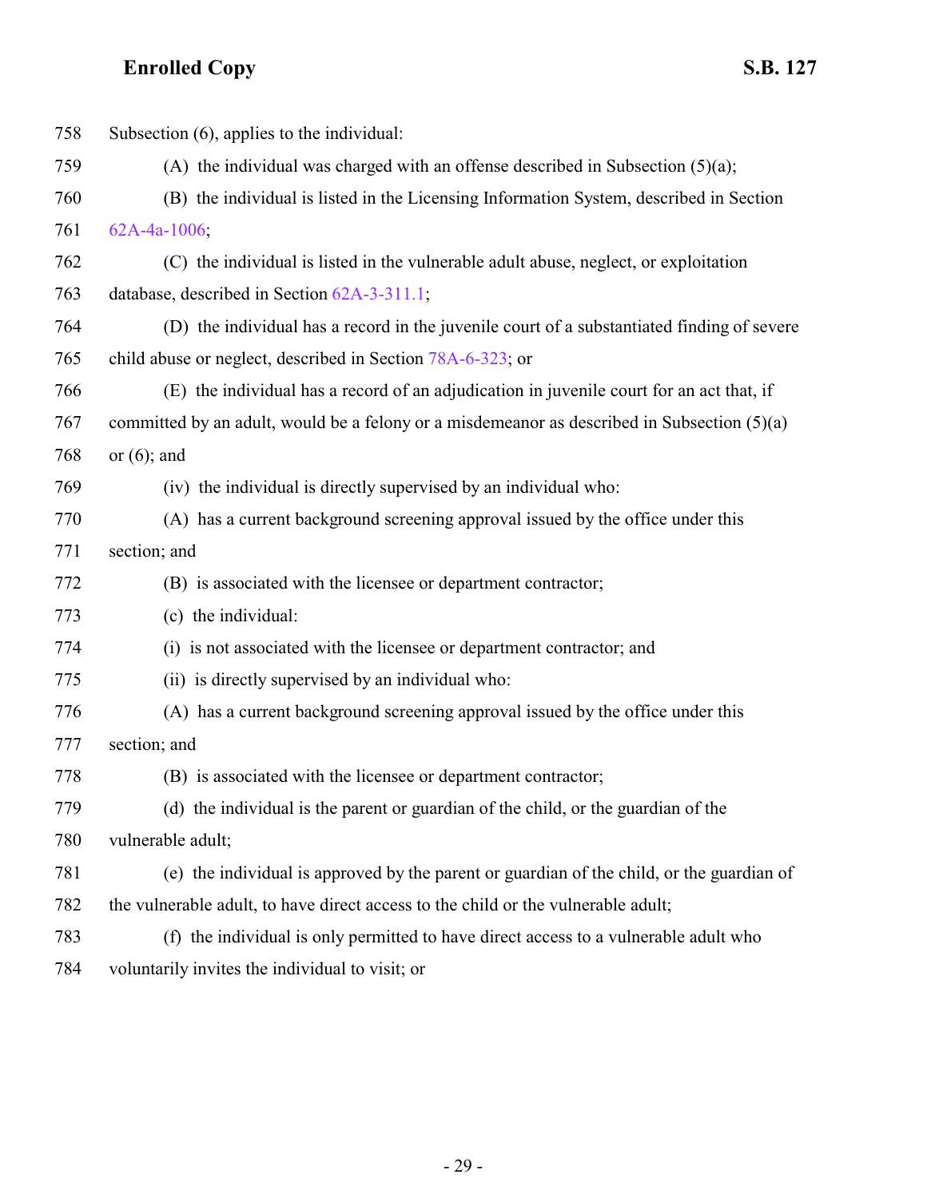Subsection (6), applies to the individual:

(A) the individual was charged with an offense described in Subsection (5)(a);

(B) the individual is listed in the Licensing Information System, described in Section 62A-4a-1006;

(C) the individual is listed in the vulnerable adult abuse, neglect, or exploitation database, described in Section 62A-3-311.1;

(D) the individual has a record in the juvenile court of a substantiated finding of severe child abuse or neglect, described in Section 78A-6-323; or

(E) the individual has a record of an adjudication in juvenile court for an act that, if committed by an adult, would be a felony or a misdemeanor as described in Subsection (5)(a) or (6); and

(iv) the individual is directly supervised by an individual who:

(A) has a current background screening approval issued by the office under this section; and

(B) is associated with the licensee or department contractor;

(c) the individual:

(i) is not associated with the licensee or department contractor; and

(ii) is directly supervised by an individual who:

(A) has a current background screening approval issued by the office under this section; and

(B) is associated with the licensee or department contractor;

(d) the individual is the parent or guardian of the child, or the guardian of the vulnerable adult;

(e) the individual is approved by the parent or guardian of the child, or the guardian of the vulnerable adult, to have direct access to the child or the vulnerable adult;

(f) the individual is only permitted to have direct access to a vulnerable adult who voluntarily invites the individual to visit; or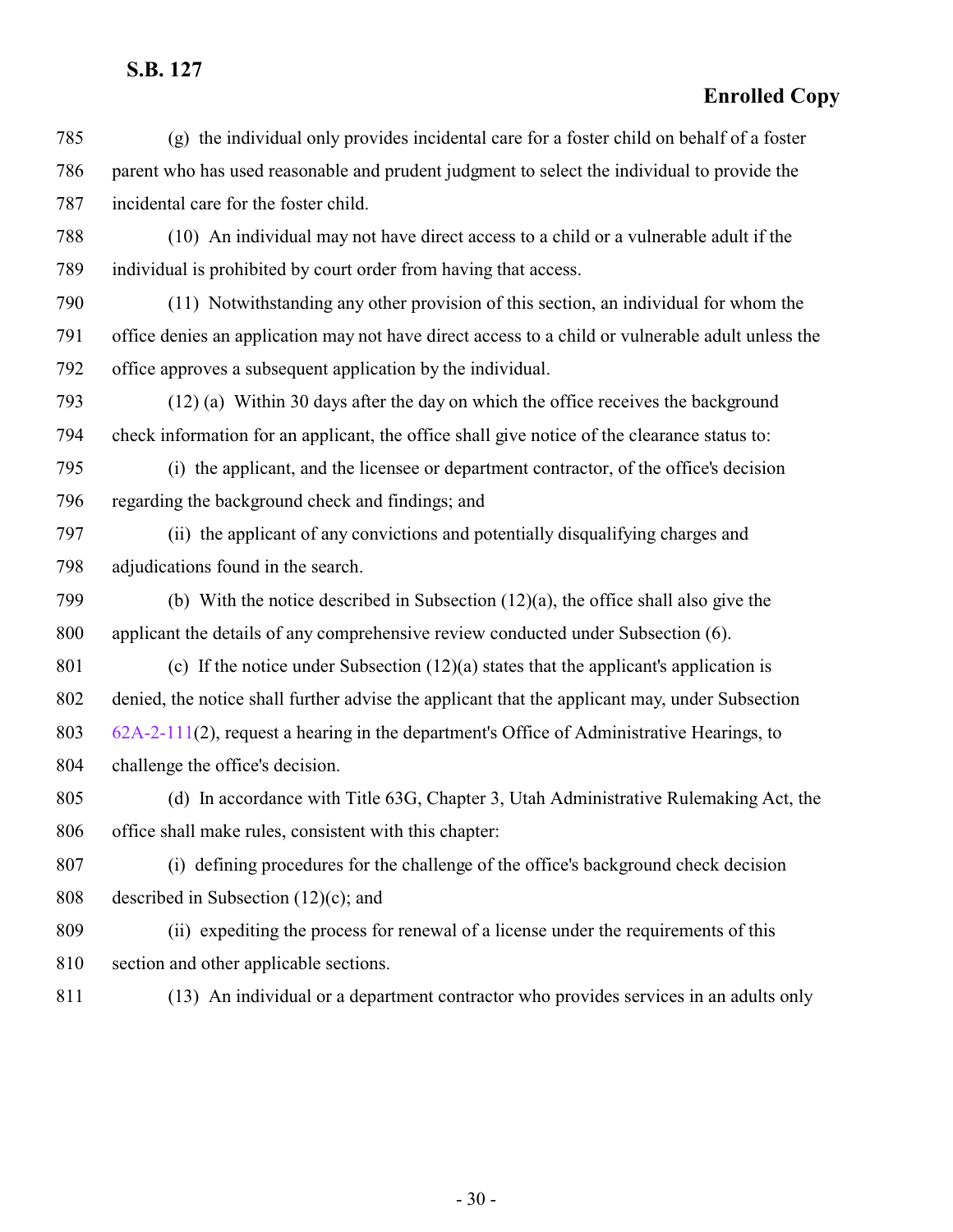(g) the individual only provides incidental care for a foster child on behalf of a foster parent who has used reasonable and prudent judgment to select the individual to provide the incidental care for the foster child.

(10) An individual may not have direct access to a child or a vulnerable adult if the individual is prohibited by court order from having that access.

(11) Notwithstanding any other provision of this section, an individual for whom the office denies an application may not have direct access to a child or vulnerable adult unless the office approves a subsequent application by the individual.

(12) (a) Within 30 days after the day on which the office receives the background check information for an applicant, the office shall give notice of the clearance status to:

(i) the applicant, and the licensee or department contractor, of the office's decision regarding the background check and findings; and

(ii) the applicant of any convictions and potentially disqualifying charges and adjudications found in the search.

(b) With the notice described in Subsection (12)(a), the office shall also give the applicant the details of any comprehensive review conducted under Subsection (6).

(c) If the notice under Subsection (12)(a) states that the applicant's application is denied, the notice shall further advise the applicant that the applicant may, under Subsection 62A-2-111(2), request a hearing in the department's Office of Administrative Hearings, to challenge the office's decision.

(d) In accordance with Title 63G, Chapter 3, Utah Administrative Rulemaking Act, the office shall make rules, consistent with this chapter:

(i) defining procedures for the challenge of the office's background check decision described in Subsection (12)(c); and

(ii) expediting the process for renewal of a license under the requirements of this section and other applicable sections.

(13) An individual or a department contractor who provides services in an adults only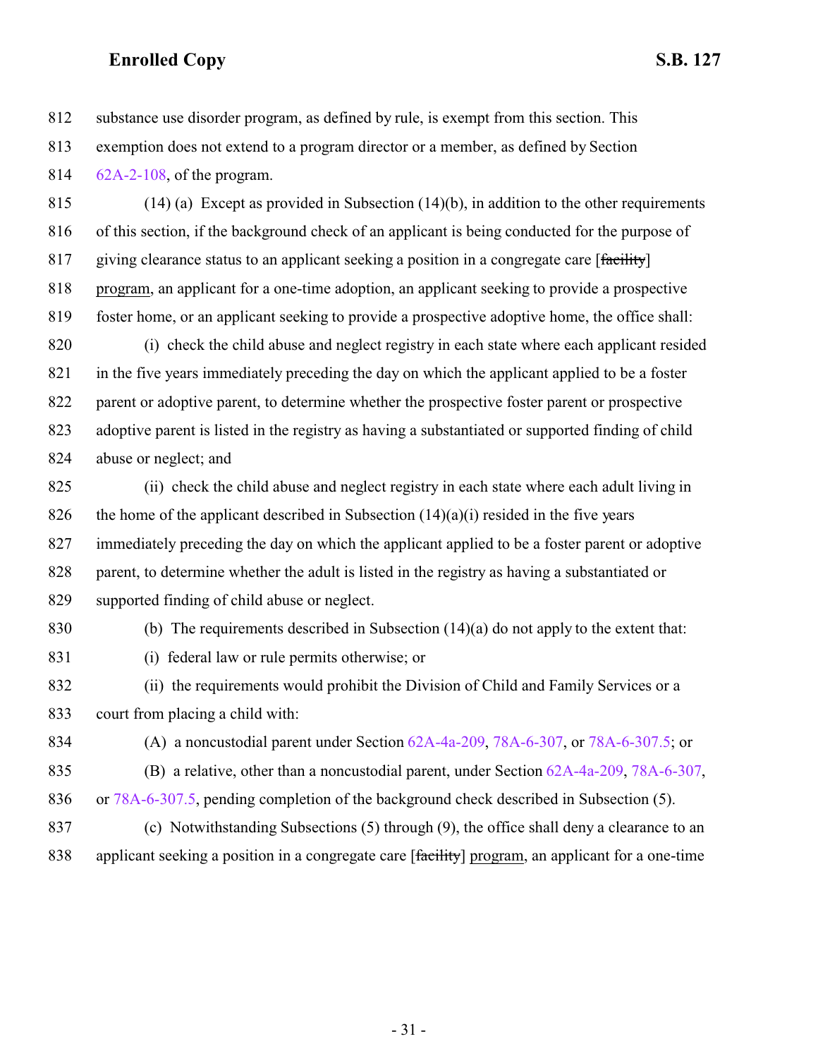substance use disorder program, as defined by rule, is exempt from this section. This exemption does not extend to a program director or a member, as defined by Section 62A-2-108, of the program.

(14) (a) Except as provided in Subsection (14)(b), in addition to the other requirements of this section, if the background check of an applicant is being conducted for the purpose of giving clearance status to an applicant seeking a position in a congregate care [~~facility~~] program, an applicant for a one-time adoption, an applicant seeking to provide a prospective foster home, or an applicant seeking to provide a prospective adoptive home, the office shall:

(i) check the child abuse and neglect registry in each state where each applicant resided in the five years immediately preceding the day on which the applicant applied to be a foster parent or adoptive parent, to determine whether the prospective foster parent or prospective adoptive parent is listed in the registry as having a substantiated or supported finding of child abuse or neglect; and

(ii) check the child abuse and neglect registry in each state where each adult living in the home of the applicant described in Subsection (14)(a)(i) resided in the five years immediately preceding the day on which the applicant applied to be a foster parent or adoptive parent, to determine whether the adult is listed in the registry as having a substantiated or supported finding of child abuse or neglect.

(b) The requirements described in Subsection (14)(a) do not apply to the extent that:

(i) federal law or rule permits otherwise; or

(ii) the requirements would prohibit the Division of Child and Family Services or a court from placing a child with:

(A) a noncustodial parent under Section 62A-4a-209, 78A-6-307, or 78A-6-307.5; or

(B) a relative, other than a noncustodial parent, under Section 62A-4a-209, 78A-6-307, or 78A-6-307.5, pending completion of the background check described in Subsection (5).

(c) Notwithstanding Subsections (5) through (9), the office shall deny a clearance to an applicant seeking a position in a congregate care [~~facility~~] program, an applicant for a one-time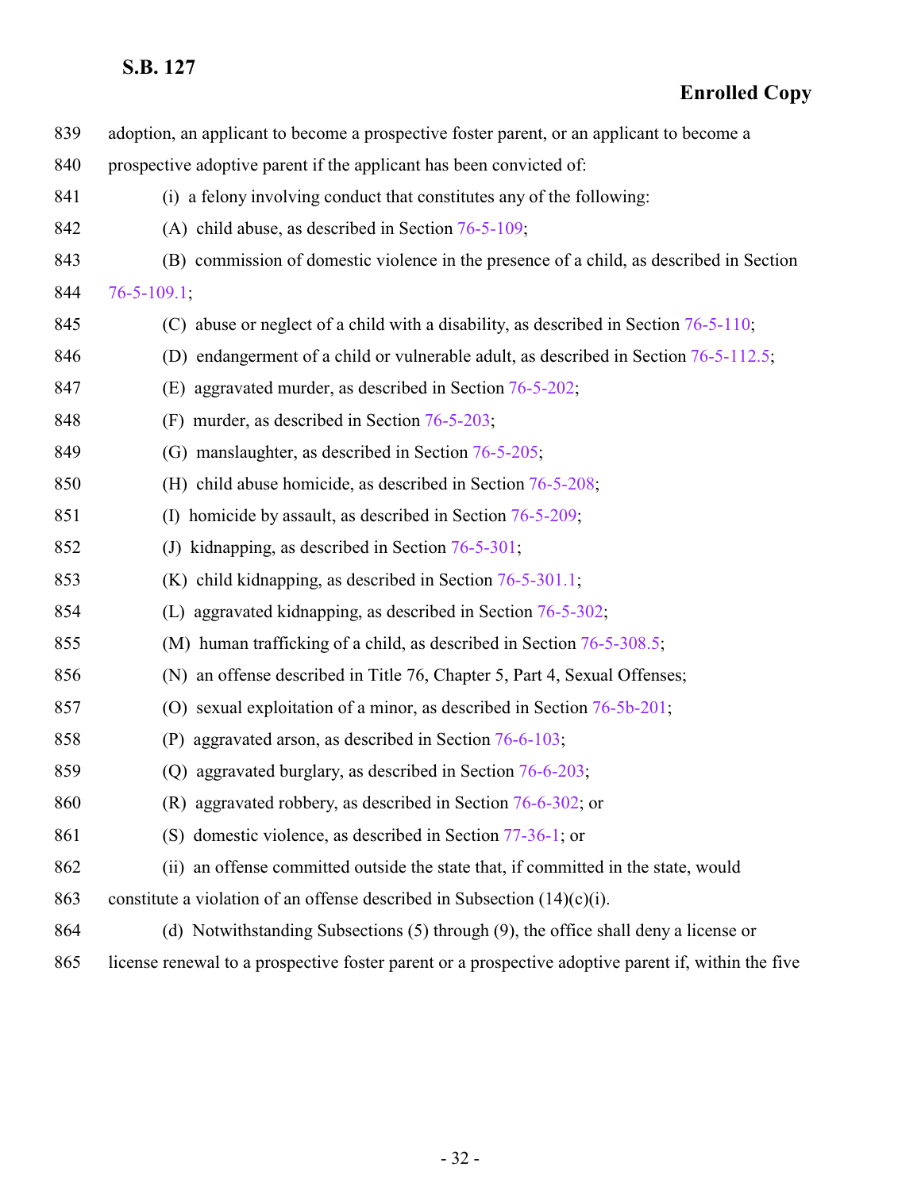adoption, an applicant to become a prospective foster parent, or an applicant to become a prospective adoptive parent if the applicant has been convicted of:

(i) a felony involving conduct that constitutes any of the following:

(A) child abuse, as described in Section 76-5-109;

(B) commission of domestic violence in the presence of a child, as described in Section 76-5-109.1;

(C) abuse or neglect of a child with a disability, as described in Section 76-5-110;

(D) endangerment of a child or vulnerable adult, as described in Section 76-5-112.5;

(E) aggravated murder, as described in Section 76-5-202;

(F) murder, as described in Section 76-5-203;

(G) manslaughter, as described in Section 76-5-205;

(H) child abuse homicide, as described in Section 76-5-208;

(I) homicide by assault, as described in Section 76-5-209;

(J) kidnapping, as described in Section 76-5-301;

(K) child kidnapping, as described in Section 76-5-301.1;

(L) aggravated kidnapping, as described in Section 76-5-302;

(M) human trafficking of a child, as described in Section 76-5-308.5;

(N) an offense described in Title 76, Chapter 5, Part 4, Sexual Offenses;

(O) sexual exploitation of a minor, as described in Section 76-5b-201;

(P) aggravated arson, as described in Section 76-6-103;

(Q) aggravated burglary, as described in Section 76-6-203;

(R) aggravated robbery, as described in Section 76-6-302; or

(S) domestic violence, as described in Section 77-36-1; or

(ii) an offense committed outside the state that, if committed in the state, would constitute a violation of an offense described in Subsection (14)(c)(i).

(d) Notwithstanding Subsections (5) through (9), the office shall deny a license or license renewal to a prospective foster parent or a prospective adoptive parent if, within the five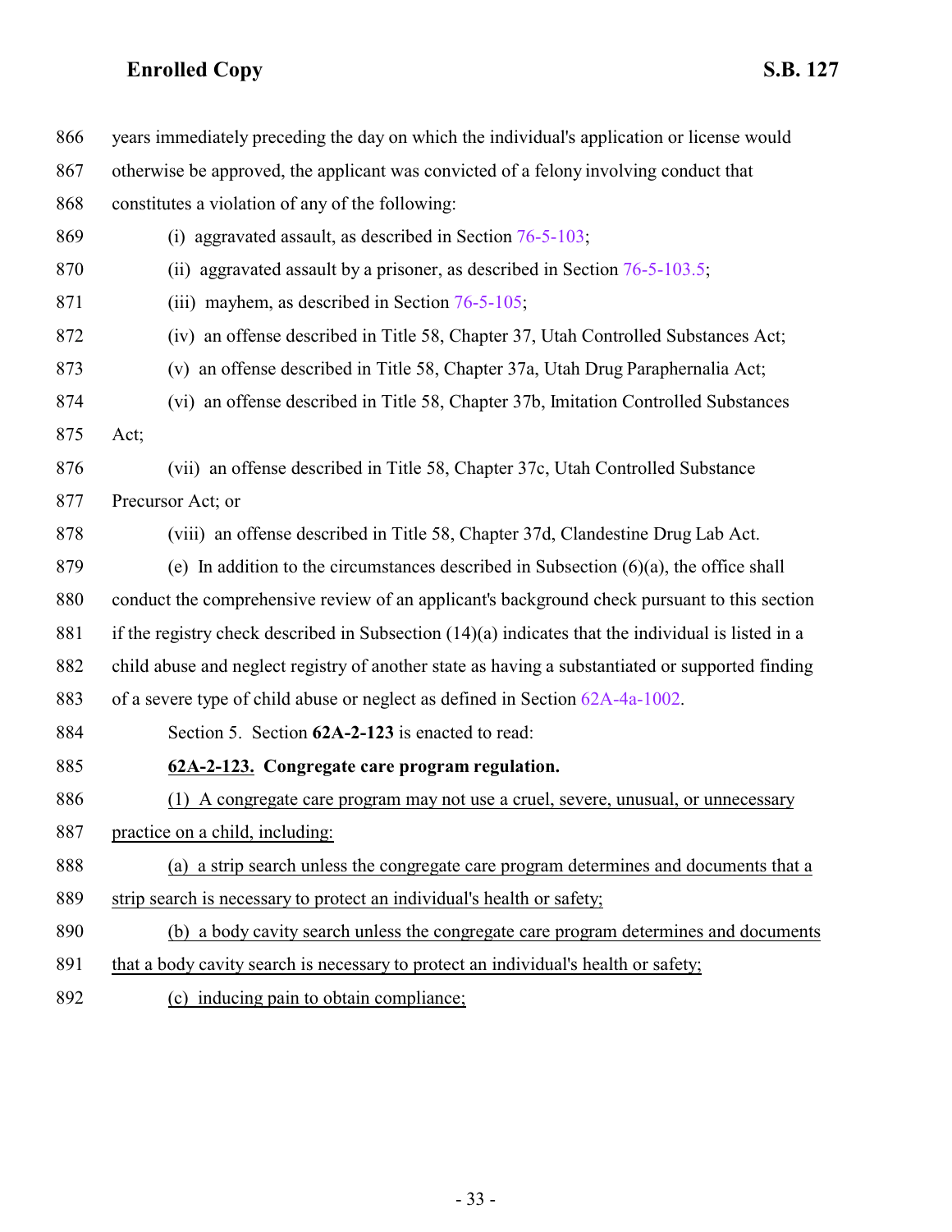866 years immediately preceding the day on which the individual's application or license would
867 otherwise be approved, the applicant was convicted of a felony involving conduct that
868 constitutes a violation of any of the following:

869 (i) aggravated assault, as described in Section 76-5-103;

870 (ii) aggravated assault by a prisoner, as described in Section 76-5-103.5;

871 (iii) mayhem, as described in Section 76-5-105;

872 (iv) an offense described in Title 58, Chapter 37, Utah Controlled Substances Act;

873 (v) an offense described in Title 58, Chapter 37a, Utah Drug Paraphernalia Act;

874 (vi) an offense described in Title 58, Chapter 37b, Imitation Controlled Substances
875 Act;

876 (vii) an offense described in Title 58, Chapter 37c, Utah Controlled Substance
877 Precursor Act; or

878 (viii) an offense described in Title 58, Chapter 37d, Clandestine Drug Lab Act.

879 (e) In addition to the circumstances described in Subsection (6)(a), the office shall
880 conduct the comprehensive review of an applicant's background check pursuant to this section
881 if the registry check described in Subsection (14)(a) indicates that the individual is listed in a
882 child abuse and neglect registry of another state as having a substantiated or supported finding
883 of a severe type of child abuse or neglect as defined in Section 62A-4a-1002.

884 Section 5. Section **62A-2-123** is enacted to read:

885 **62A-2-123. Congregate care program regulation.**

886 (1) A congregate care program may not use a cruel, severe, unusual, or unnecessary
887 practice on a child, including:

888 (a) a strip search unless the congregate care program determines and documents that a
889 strip search is necessary to protect an individual's health or safety;

890 (b) a body cavity search unless the congregate care program determines and documents
891 that a body cavity search is necessary to protect an individual's health or safety;

892 (c) inducing pain to obtain compliance;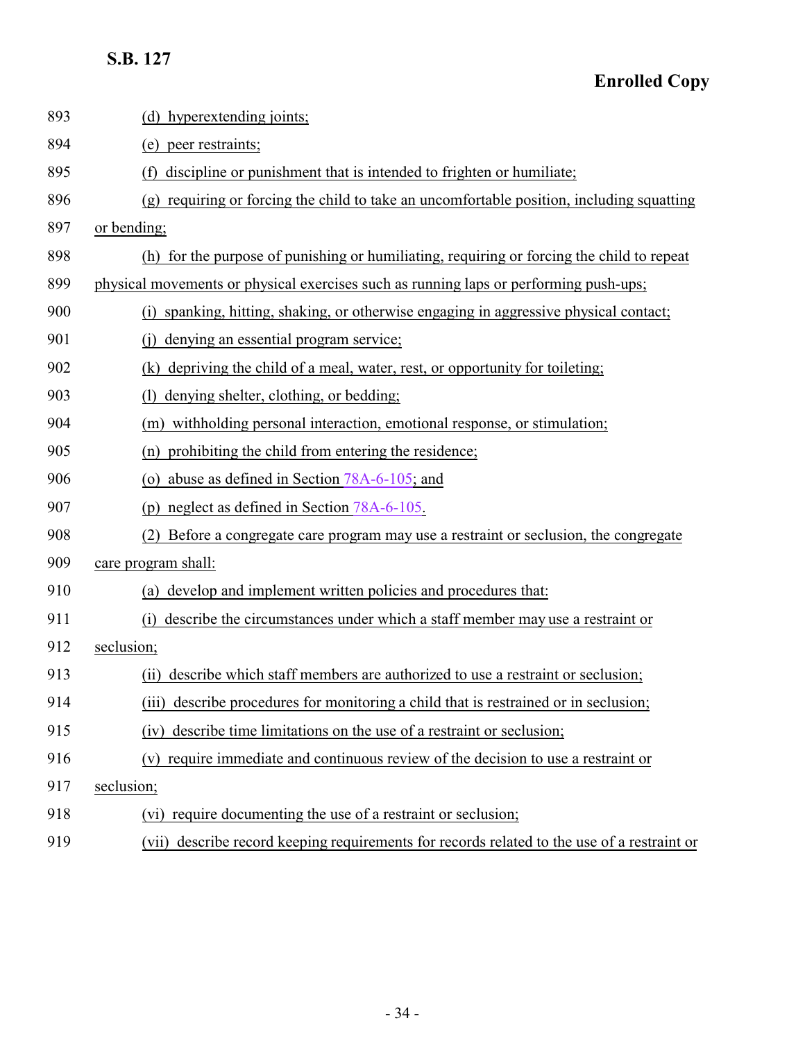(d) hyperextending joints;

(e) peer restraints;

(f) discipline or punishment that is intended to frighten or humiliate;

(g) requiring or forcing the child to take an uncomfortable position, including squatting or bending;

(h) for the purpose of punishing or humiliating, requiring or forcing the child to repeat physical movements or physical exercises such as running laps or performing push-ups;

(i) spanking, hitting, shaking, or otherwise engaging in aggressive physical contact;

(j) denying an essential program service;

(k) depriving the child of a meal, water, rest, or opportunity for toileting;

(l) denying shelter, clothing, or bedding;

(m) withholding personal interaction, emotional response, or stimulation;

(n) prohibiting the child from entering the residence;

(o) abuse as defined in Section 78A-6-105; and

(p) neglect as defined in Section 78A-6-105.

(2) Before a congregate care program may use a restraint or seclusion, the congregate care program shall:

(a) develop and implement written policies and procedures that:

(i) describe the circumstances under which a staff member may use a restraint or seclusion;

(ii) describe which staff members are authorized to use a restraint or seclusion;

(iii) describe procedures for monitoring a child that is restrained or in seclusion;

(iv) describe time limitations on the use of a restraint or seclusion;

(v) require immediate and continuous review of the decision to use a restraint or seclusion;

(vi) require documenting the use of a restraint or seclusion;

(vii) describe record keeping requirements for records related to the use of a restraint or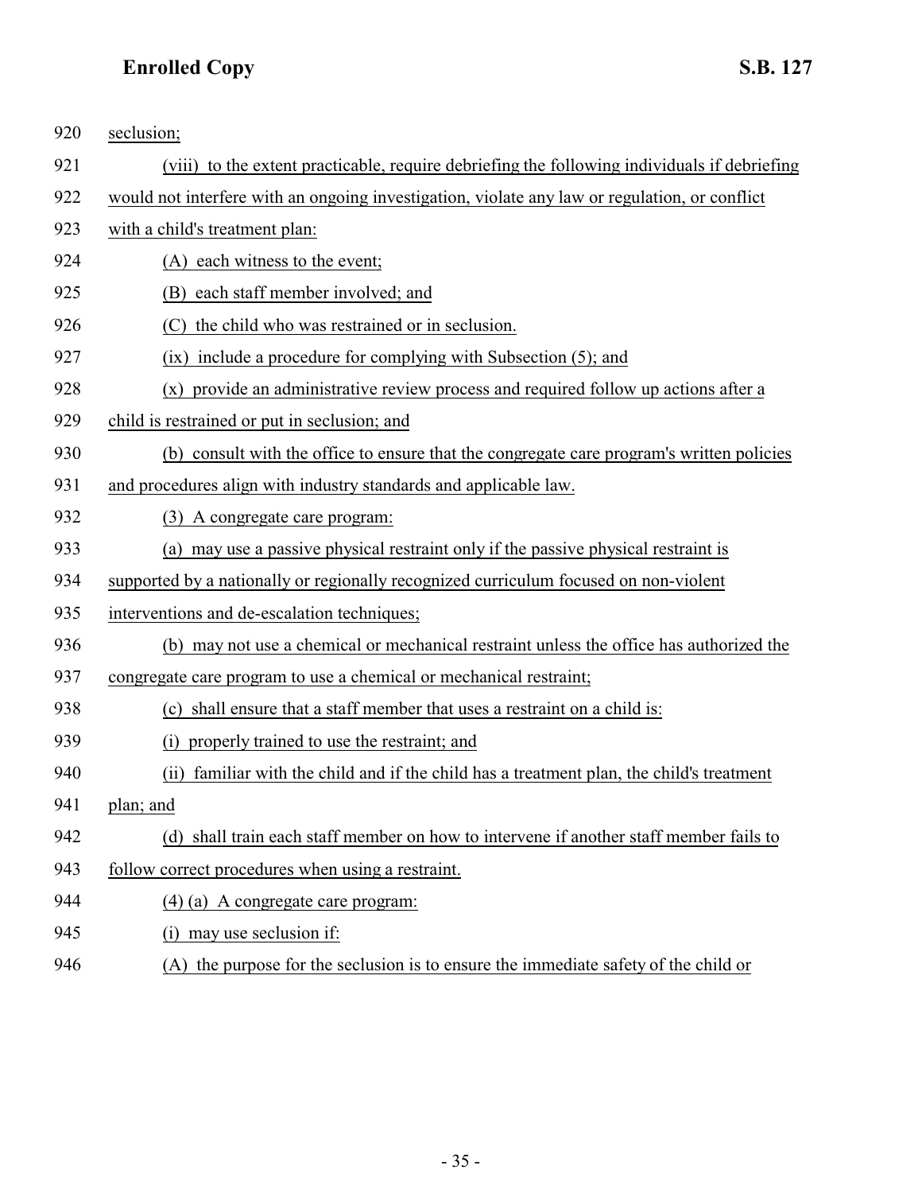920 seclusion;

921 (viii) to the extent practicable, require debriefing the following individuals if debriefing

922 would not interfere with an ongoing investigation, violate any law or regulation, or conflict

923 with a child's treatment plan:

924 (A) each witness to the event;

925 (B) each staff member involved; and

926 (C) the child who was restrained or in seclusion.

927 (ix) include a procedure for complying with Subsection (5); and

928 (x) provide an administrative review process and required follow up actions after a

929 child is restrained or put in seclusion; and

930 (b) consult with the office to ensure that the congregate care program's written policies

931 and procedures align with industry standards and applicable law.

932 (3) A congregate care program:

933 (a) may use a passive physical restraint only if the passive physical restraint is

934 supported by a nationally or regionally recognized curriculum focused on non-violent

935 interventions and de-escalation techniques;

936 (b) may not use a chemical or mechanical restraint unless the office has authorized the

937 congregate care program to use a chemical or mechanical restraint;

938 (c) shall ensure that a staff member that uses a restraint on a child is:

939 (i) properly trained to use the restraint; and

940 (ii) familiar with the child and if the child has a treatment plan, the child's treatment

941 plan; and

942 (d) shall train each staff member on how to intervene if another staff member fails to

943 follow correct procedures when using a restraint.

944 (4) (a) A congregate care program:

945 (i) may use seclusion if:

946 (A) the purpose for the seclusion is to ensure the immediate safety of the child or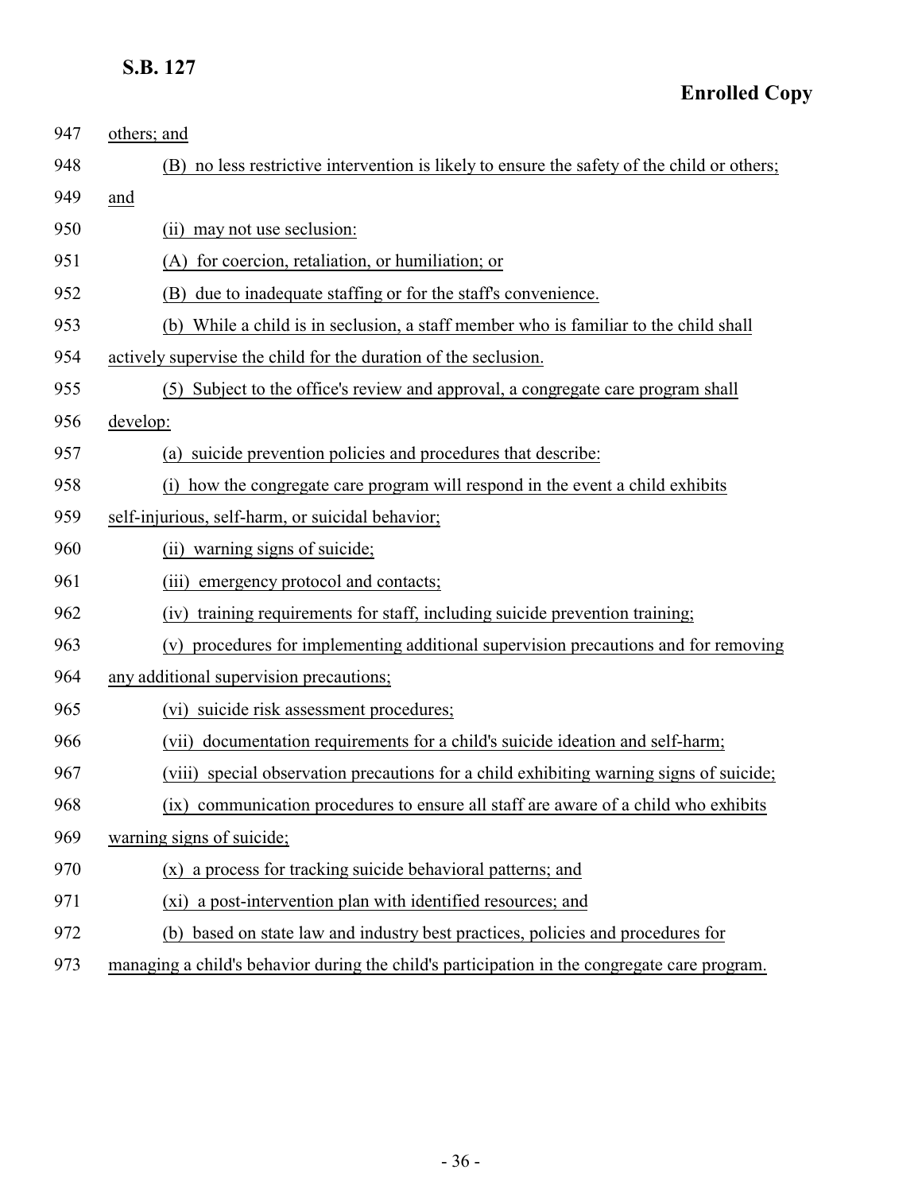others; and

(B) no less restrictive intervention is likely to ensure the safety of the child or others; and

(ii) may not use seclusion:

(A) for coercion, retaliation, or humiliation; or

(B) due to inadequate staffing or for the staff's convenience.

(b) While a child is in seclusion, a staff member who is familiar to the child shall actively supervise the child for the duration of the seclusion.

(5) Subject to the office's review and approval, a congregate care program shall develop:

(a) suicide prevention policies and procedures that describe:

(i) how the congregate care program will respond in the event a child exhibits self-injurious, self-harm, or suicidal behavior;

(ii) warning signs of suicide;

(iii) emergency protocol and contacts;

(iv) training requirements for staff, including suicide prevention training;

(v) procedures for implementing additional supervision precautions and for removing any additional supervision precautions;

(vi) suicide risk assessment procedures;

(vii) documentation requirements for a child's suicide ideation and self-harm;

(viii) special observation precautions for a child exhibiting warning signs of suicide;

(ix) communication procedures to ensure all staff are aware of a child who exhibits warning signs of suicide;

(x) a process for tracking suicide behavioral patterns; and

(xi) a post-intervention plan with identified resources; and

(b) based on state law and industry best practices, policies and procedures for managing a child's behavior during the child's participation in the congregate care program.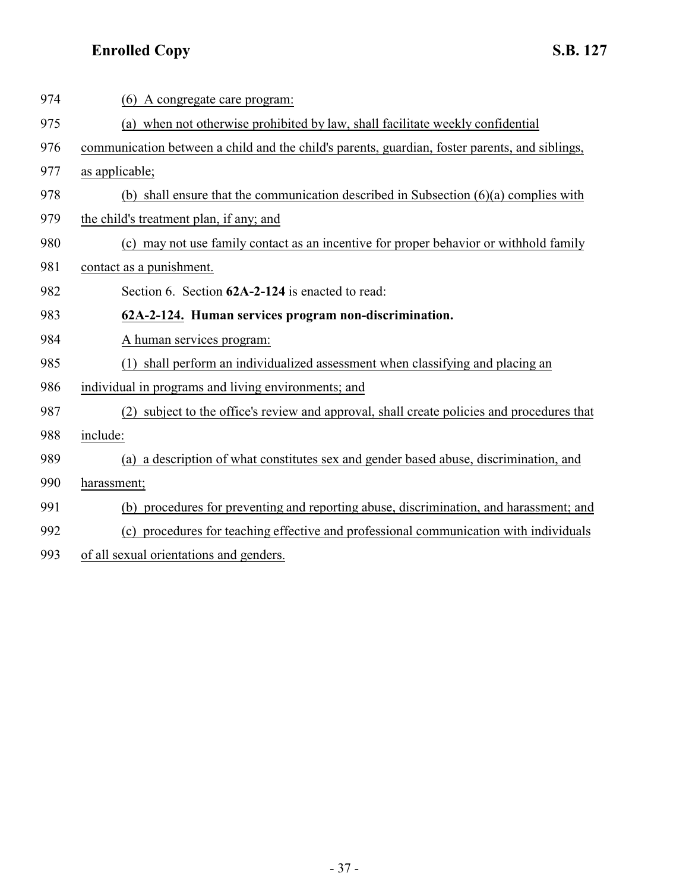974 (6) A congregate care program:

975 (a) when not otherwise prohibited by law, shall facilitate weekly confidential

976 communication between a child and the child's parents, guardian, foster parents, and siblings,

977 as applicable;

978 (b) shall ensure that the communication described in Subsection (6)(a) complies with

979 the child's treatment plan, if any; and

980 (c) may not use family contact as an incentive for proper behavior or withhold family

981 contact as a punishment.

982 Section 6. Section **62A-2-124** is enacted to read:

983 **62A-2-124. Human services program non-discrimination.**

984 A human services program:

985 (1) shall perform an individualized assessment when classifying and placing an

986 individual in programs and living environments; and

987 (2) subject to the office's review and approval, shall create policies and procedures that

988 include:

989 (a) a description of what constitutes sex and gender based abuse, discrimination, and

990 harassment;

991 (b) procedures for preventing and reporting abuse, discrimination, and harassment; and

992 (c) procedures for teaching effective and professional communication with individuals

993 of all sexual orientations and genders.